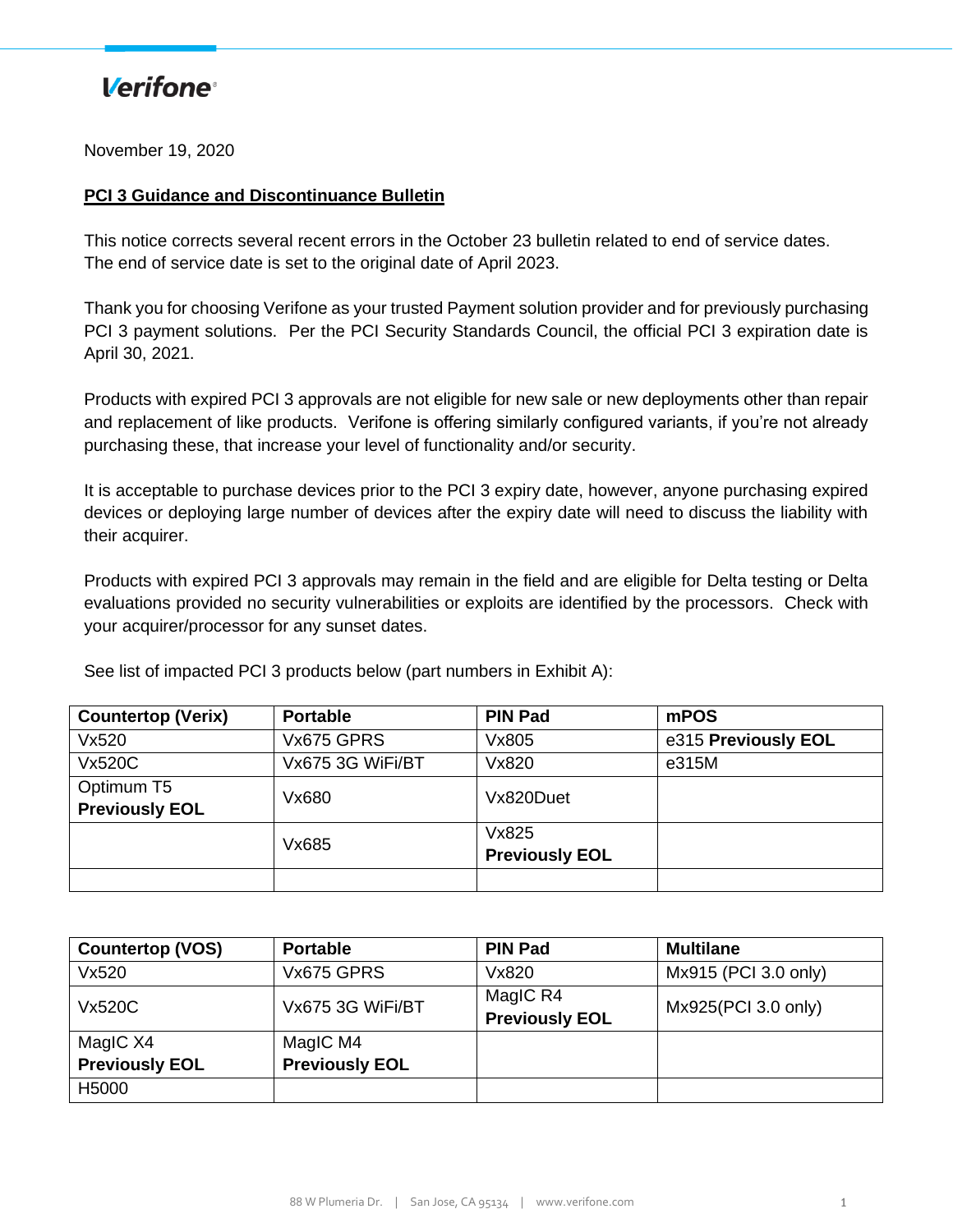Verifone

November 19, 2020

**PCI 3 Guidance and Discontinuance Bulletin**

This notice corrects several recent errors in the October 23 bulletin related to end of service dates. The end of service date is set to the original date of April 2023.

Thank you for choosing Verifone as your trusted Payment solution provider and for previously purchasing PCI 3 payment solutions. Per the PCI Security Standards Council, the official PCI 3 expiration date is April 30, 2021.

Products with expired PCI 3 approvals are not eligible for new sale or new deployments other than repair and replacement of like products. Verifone is offering similarly configured variants, if you're not already purchasing these, that increase your level of functionality and/or security.

It is acceptable to purchase devices prior to the PCI 3 expiry date, however, anyone purchasing expired devices or deploying large number of devices after the expiry date will need to discuss the liability with their acquirer.

Products with expired PCI 3 approvals may remain in the field and are eligible for Delta testing or Delta evaluations provided no security vulnerabilities or exploits are identified by the processors. Check with your acquirer/processor for any sunset dates.

See list of impacted PCI 3 products below (part numbers in Exhibit A):

| **Countertop (Verix)** | **Portable** | **PIN Pad** | **mPOS** |
|---|---|---|---|
| Vx520 | Vx675 GPRS | Vx805 | e315 **Previously EOL** |
| Vx520C | Vx675 3G WiFi/BT | Vx820 | e315M |
| Optimum T5 **Previously EOL** | Vx680 | Vx820Duet | |
| | Vx685 | Vx825 **Previously EOL** | |
| | | | |

| **Countertop (VOS)** | **Portable** | **PIN Pad** | **Multilane** |
|---|---|---|---|
| Vx520 | Vx675 GPRS | Vx820 | Mx915 (PCI 3.0 only) |
| Vx520C | Vx675 3G WiFi/BT | MagIC R4 **Previously EOL** | Mx925(PCI 3.0 only) |
| MagIC X4 **Previously EOL** | MagIC M4 **Previously EOL** | | |
| H5000 | | | |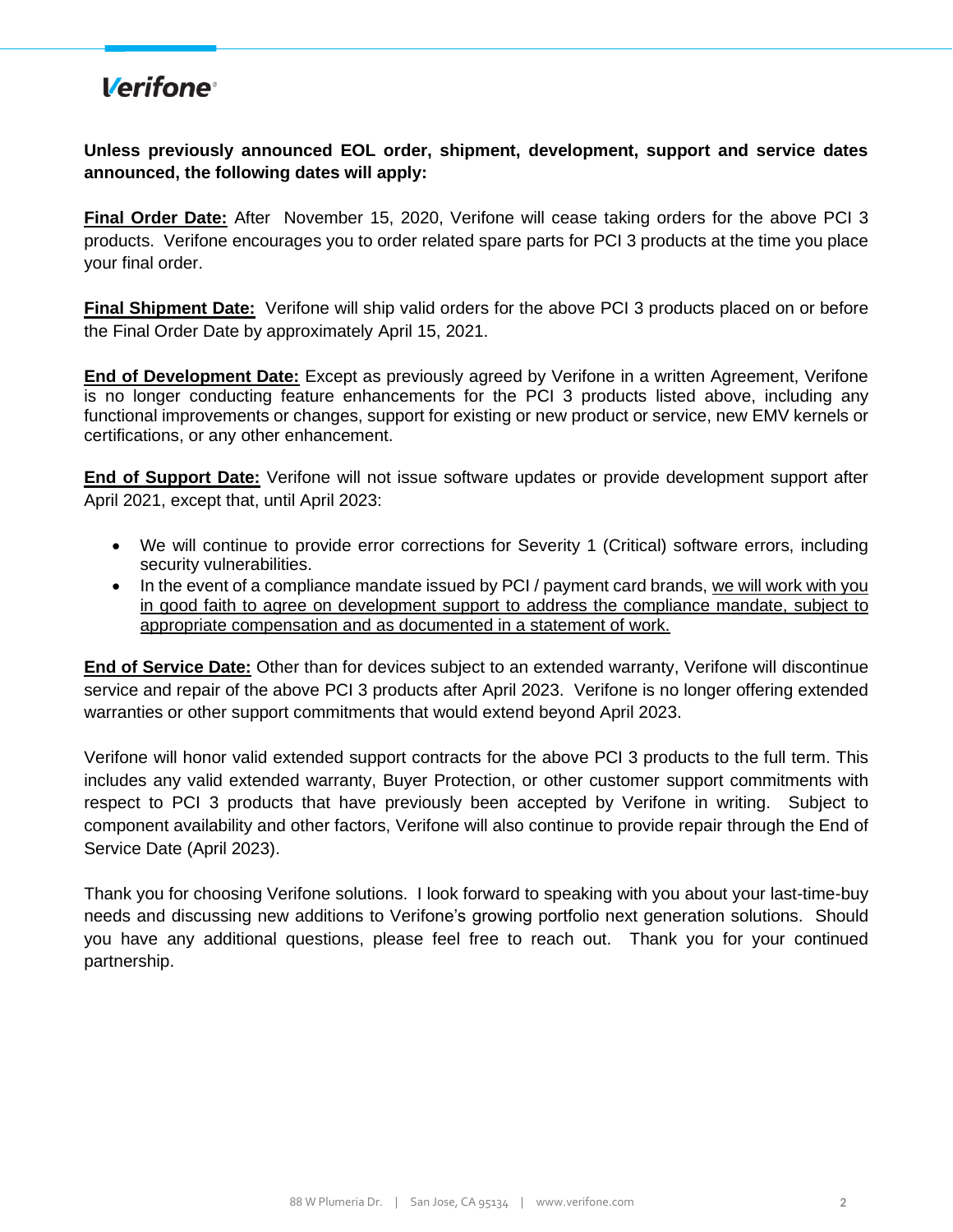**Unless previously announced EOL order, shipment, development, support and service dates announced, the following dates will apply:**

**Final Order Date:** After November 15, 2020, Verifone will cease taking orders for the above PCI 3 products. Verifone encourages you to order related spare parts for PCI 3 products at the time you place your final order.

**Final Shipment Date:** Verifone will ship valid orders for the above PCI 3 products placed on or before the Final Order Date by approximately April 15, 2021.

**End of Development Date:** Except as previously agreed by Verifone in a written Agreement, Verifone is no longer conducting feature enhancements for the PCI 3 products listed above, including any functional improvements or changes, support for existing or new product or service, new EMV kernels or certifications, or any other enhancement.

**End of Support Date:** Verifone will not issue software updates or provide development support after April 2021, except that, until April 2023:

- We will continue to provide error corrections for Severity 1 (Critical) software errors, including security vulnerabilities.
- In the event of a compliance mandate issued by PCI / payment card brands, we will work with you in good faith to agree on development support to address the compliance mandate, subject to appropriate compensation and as documented in a statement of work.

**End of Service Date:** Other than for devices subject to an extended warranty, Verifone will discontinue service and repair of the above PCI 3 products after April 2023. Verifone is no longer offering extended warranties or other support commitments that would extend beyond April 2023.

Verifone will honor valid extended support contracts for the above PCI 3 products to the full term. This includes any valid extended warranty, Buyer Protection, or other customer support commitments with respect to PCI 3 products that have previously been accepted by Verifone in writing. Subject to component availability and other factors, Verifone will also continue to provide repair through the End of Service Date (April 2023).

Thank you for choosing Verifone solutions. I look forward to speaking with you about your last-time-buy needs and discussing new additions to Verifone's growing portfolio next generation solutions. Should you have any additional questions, please feel free to reach out. Thank you for your continued partnership.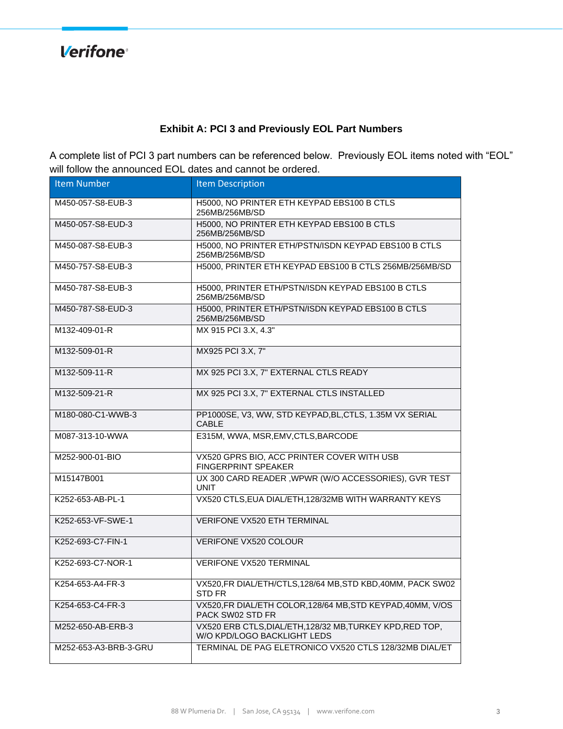### Exhibit A: PCI 3 and Previously EOL Part Numbers

A complete list of PCI 3 part numbers can be referenced below. Previously EOL items noted with "EOL" will follow the announced EOL dates and cannot be ordered.

| Item Number | Item Description |
|---|---|
| M450-057-S8-EUB-3 | H5000, NO PRINTER ETH KEYPAD EBS100 B CTLS 256MB/256MB/SD |
| M450-057-S8-EUD-3 | H5000, NO PRINTER ETH KEYPAD EBS100 B CTLS 256MB/256MB/SD |
| M450-087-S8-EUB-3 | H5000, NO PRINTER ETH/PSTN/ISDN KEYPAD EBS100 B CTLS 256MB/256MB/SD |
| M450-757-S8-EUB-3 | H5000, PRINTER ETH KEYPAD EBS100 B CTLS 256MB/256MB/SD |
| M450-787-S8-EUB-3 | H5000, PRINTER ETH/PSTN/ISDN KEYPAD EBS100 B CTLS 256MB/256MB/SD |
| M450-787-S8-EUD-3 | H5000, PRINTER ETH/PSTN/ISDN KEYPAD EBS100 B CTLS 256MB/256MB/SD |
| M132-409-01-R | MX 915 PCI 3.X, 4.3" |
| M132-509-01-R | MX925 PCI 3.X, 7" |
| M132-509-11-R | MX 925 PCI 3.X, 7" EXTERNAL CTLS READY |
| M132-509-21-R | MX 925 PCI 3.X, 7" EXTERNAL CTLS INSTALLED |
| M180-080-C1-WWB-3 | PP1000SE, V3, WW, STD KEYPAD,BL,CTLS, 1.35M VX SERIAL CABLE |
| M087-313-10-WWA | E315M, WWA, MSR,EMV,CTLS,BARCODE |
| M252-900-01-BIO | VX520 GPRS BIO, ACC PRINTER COVER WITH USB FINGERPRINT SPEAKER |
| M15147B001 | UX 300 CARD READER ,WPWR (W/O ACCESSORIES), GVR TEST UNIT |
| K252-653-AB-PL-1 | VX520 CTLS,EUA DIAL/ETH,128/32MB WITH WARRANTY KEYS |
| K252-653-VF-SWE-1 | VERIFONE VX520 ETH TERMINAL |
| K252-693-C7-FIN-1 | VERIFONE VX520 COLOUR |
| K252-693-C7-NOR-1 | VERIFONE VX520 TERMINAL |
| K254-653-A4-FR-3 | VX520,FR DIAL/ETH/CTLS,128/64 MB,STD KBD,40MM, PACK SW02 STD FR |
| K254-653-C4-FR-3 | VX520,FR DIAL/ETH COLOR,128/64 MB,STD KEYPAD,40MM, V/OS PACK SW02 STD FR |
| M252-650-AB-ERB-3 | VX520 ERB CTLS,DIAL/ETH,128/32 MB,TURKEY KPD,RED TOP, W/O KPD/LOGO BACKLIGHT LEDS |
| M252-653-A3-BRB-3-GRU | TERMINAL DE PAG ELETRONICO VX520 CTLS 128/32MB DIAL/ET |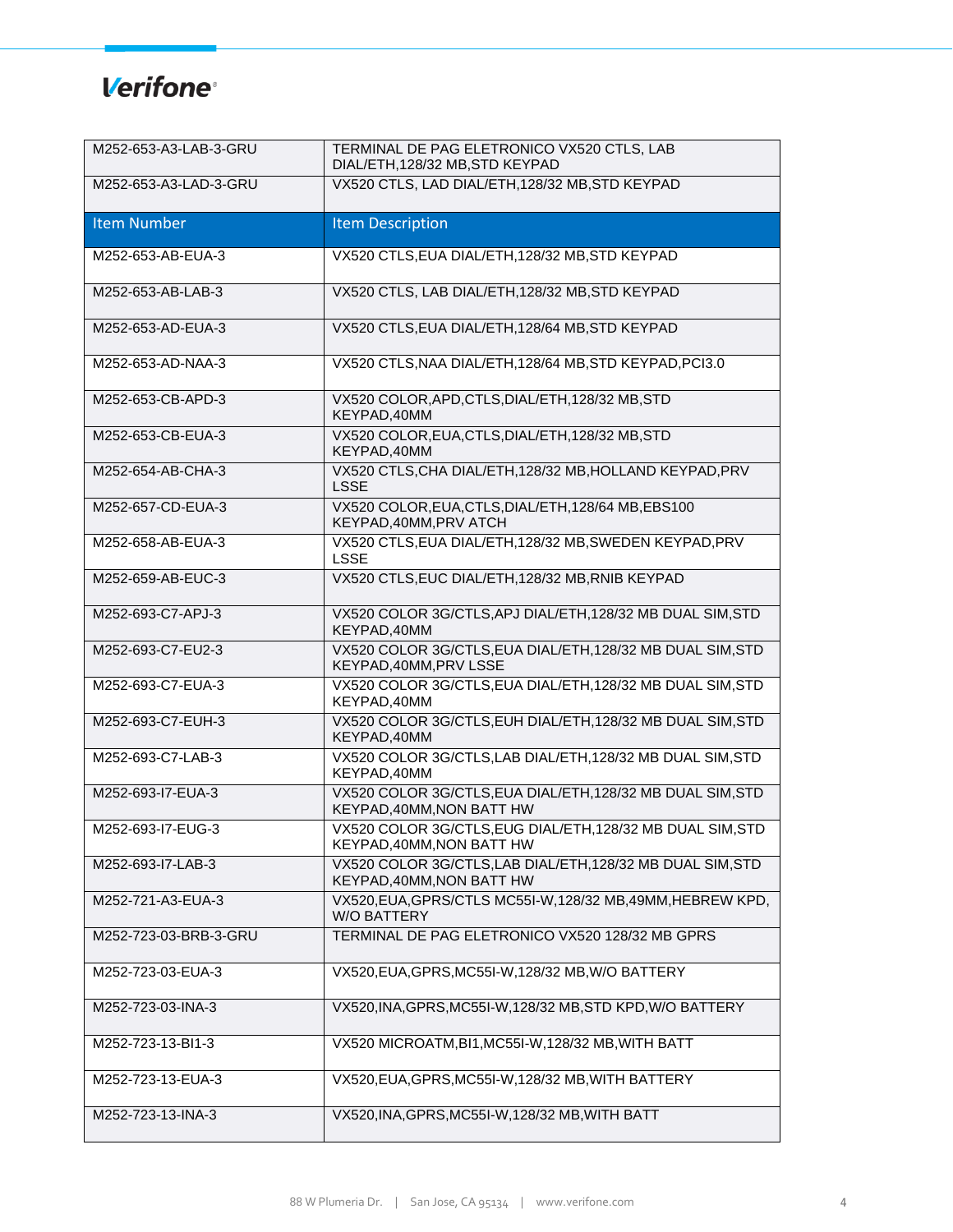| Item Number | Item Description |
| --- | --- |
| M252-653-A3-LAB-3-GRU | TERMINAL DE PAG ELETRONICO VX520 CTLS, LAB DIAL/ETH,128/32 MB,STD KEYPAD |
| M252-653-A3-LAD-3-GRU | VX520 CTLS, LAD DIAL/ETH,128/32 MB,STD KEYPAD |
| M252-653-AB-EUA-3 | VX520 CTLS,EUA DIAL/ETH,128/32 MB,STD KEYPAD |
| M252-653-AB-LAB-3 | VX520 CTLS, LAB DIAL/ETH,128/32 MB,STD KEYPAD |
| M252-653-AD-EUA-3 | VX520 CTLS,EUA DIAL/ETH,128/64 MB,STD KEYPAD |
| M252-653-AD-NAA-3 | VX520 CTLS,NAA DIAL/ETH,128/64 MB,STD KEYPAD,PCI3.0 |
| M252-653-CB-APD-3 | VX520 COLOR,APD,CTLS,DIAL/ETH,128/32 MB,STD KEYPAD,40MM |
| M252-653-CB-EUA-3 | VX520 COLOR,EUA,CTLS,DIAL/ETH,128/32 MB,STD KEYPAD,40MM |
| M252-654-AB-CHA-3 | VX520 CTLS,CHA DIAL/ETH,128/32 MB,HOLLAND KEYPAD,PRV LSSE |
| M252-657-CD-EUA-3 | VX520 COLOR,EUA,CTLS,DIAL/ETH,128/64 MB,EBS100 KEYPAD,40MM,PRV ATCH |
| M252-658-AB-EUA-3 | VX520 CTLS,EUA DIAL/ETH,128/32 MB,SWEDEN KEYPAD,PRV LSSE |
| M252-659-AB-EUC-3 | VX520 CTLS,EUC DIAL/ETH,128/32 MB,RNIB KEYPAD |
| M252-693-C7-APJ-3 | VX520 COLOR 3G/CTLS,APJ DIAL/ETH,128/32 MB DUAL SIM,STD KEYPAD,40MM |
| M252-693-C7-EU2-3 | VX520 COLOR 3G/CTLS,EUA DIAL/ETH,128/32 MB DUAL SIM,STD KEYPAD,40MM,PRV LSSE |
| M252-693-C7-EUA-3 | VX520 COLOR 3G/CTLS,EUA DIAL/ETH,128/32 MB DUAL SIM,STD KEYPAD,40MM |
| M252-693-C7-EUH-3 | VX520 COLOR 3G/CTLS,EUH DIAL/ETH,128/32 MB DUAL SIM,STD KEYPAD,40MM |
| M252-693-C7-LAB-3 | VX520 COLOR 3G/CTLS,LAB DIAL/ETH,128/32 MB DUAL SIM,STD KEYPAD,40MM |
| M252-693-I7-EUA-3 | VX520 COLOR 3G/CTLS,EUA DIAL/ETH,128/32 MB DUAL SIM,STD KEYPAD,40MM,NON BATT HW |
| M252-693-I7-EUG-3 | VX520 COLOR 3G/CTLS,EUG DIAL/ETH,128/32 MB DUAL SIM,STD KEYPAD,40MM,NON BATT HW |
| M252-693-I7-LAB-3 | VX520 COLOR 3G/CTLS,LAB DIAL/ETH,128/32 MB DUAL SIM,STD KEYPAD,40MM,NON BATT HW |
| M252-721-A3-EUA-3 | VX520,EUA,GPRS/CTLS MC55I-W,128/32 MB,49MM,HEBREW KPD, W/O BATTERY |
| M252-723-03-BRB-3-GRU | TERMINAL DE PAG ELETRONICO VX520 128/32 MB GPRS |
| M252-723-03-EUA-3 | VX520,EUA,GPRS,MC55I-W,128/32 MB,W/O BATTERY |
| M252-723-03-INA-3 | VX520,INA,GPRS,MC55I-W,128/32 MB,STD KPD,W/O BATTERY |
| M252-723-13-BI1-3 | VX520 MICROATM,BI1,MC55I-W,128/32 MB,WITH BATT |
| M252-723-13-EUA-3 | VX520,EUA,GPRS,MC55I-W,128/32 MB,WITH BATTERY |
| M252-723-13-INA-3 | VX520,INA,GPRS,MC55I-W,128/32 MB,WITH BATT |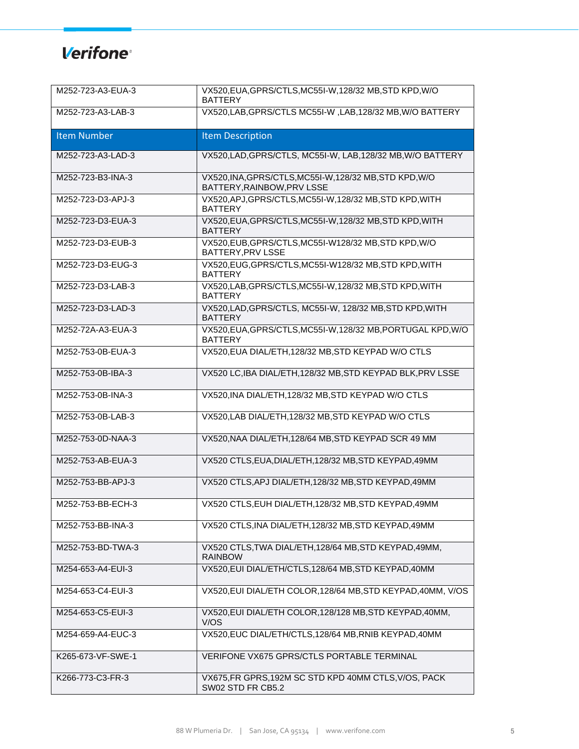| Item Number | Item Description |
|---|---|
| M252-723-A3-EUA-3 | VX520,EUA,GPRS/CTLS,MC55I-W,128/32 MB,STD KPD,W/O BATTERY |
| M252-723-A3-LAB-3 | VX520,LAB,GPRS/CTLS MC55I-W ,LAB,128/32 MB,W/O BATTERY |
| M252-723-A3-LAD-3 | VX520,LAD,GPRS/CTLS, MC55I-W, LAB,128/32 MB,W/O BATTERY |
| M252-723-B3-INA-3 | VX520,INA,GPRS/CTLS,MC55I-W,128/32 MB,STD KPD,W/O BATTERY,RAINBOW,PRV LSSE |
| M252-723-D3-APJ-3 | VX520,APJ,GPRS/CTLS,MC55I-W,128/32 MB,STD KPD,WITH BATTERY |
| M252-723-D3-EUA-3 | VX520,EUA,GPRS/CTLS,MC55I-W,128/32 MB,STD KPD,WITH BATTERY |
| M252-723-D3-EUB-3 | VX520,EUB,GPRS/CTLS,MC55I-W128/32 MB,STD KPD,W/O BATTERY,PRV LSSE |
| M252-723-D3-EUG-3 | VX520,EUG,GPRS/CTLS,MC55I-W128/32 MB,STD KPD,WITH BATTERY |
| M252-723-D3-LAB-3 | VX520,LAB,GPRS/CTLS,MC55I-W,128/32 MB,STD KPD,WITH BATTERY |
| M252-723-D3-LAD-3 | VX520,LAD,GPRS/CTLS, MC55I-W, 128/32 MB,STD KPD,WITH BATTERY |
| M252-72A-A3-EUA-3 | VX520,EUA,GPRS/CTLS,MC55I-W,128/32 MB,PORTUGAL KPD,W/O BATTERY |
| M252-753-0B-EUA-3 | VX520,EUA DIAL/ETH,128/32 MB,STD KEYPAD W/O CTLS |
| M252-753-0B-IBA-3 | VX520 LC,IBA DIAL/ETH,128/32 MB,STD KEYPAD BLK,PRV LSSE |
| M252-753-0B-INA-3 | VX520,INA DIAL/ETH,128/32 MB,STD KEYPAD W/O CTLS |
| M252-753-0B-LAB-3 | VX520,LAB DIAL/ETH,128/32 MB,STD KEYPAD W/O CTLS |
| M252-753-0D-NAA-3 | VX520,NAA DIAL/ETH,128/64 MB,STD KEYPAD SCR 49 MM |
| M252-753-AB-EUA-3 | VX520 CTLS,EUA,DIAL/ETH,128/32 MB,STD KEYPAD,49MM |
| M252-753-BB-APJ-3 | VX520 CTLS,APJ DIAL/ETH,128/32 MB,STD KEYPAD,49MM |
| M252-753-BB-ECH-3 | VX520 CTLS,EUH DIAL/ETH,128/32 MB,STD KEYPAD,49MM |
| M252-753-BB-INA-3 | VX520 CTLS,INA DIAL/ETH,128/32 MB,STD KEYPAD,49MM |
| M252-753-BD-TWA-3 | VX520 CTLS,TWA DIAL/ETH,128/64 MB,STD KEYPAD,49MM, RAINBOW |
| M254-653-A4-EUI-3 | VX520,EUI DIAL/ETH/CTLS,128/64 MB,STD KEYPAD,40MM |
| M254-653-C4-EUI-3 | VX520,EUI DIAL/ETH COLOR,128/64 MB,STD KEYPAD,40MM, V/OS |
| M254-653-C5-EUI-3 | VX520,EUI DIAL/ETH COLOR,128/128 MB,STD KEYPAD,40MM, V/OS |
| M254-659-A4-EUC-3 | VX520,EUC DIAL/ETH/CTLS,128/64 MB,RNIB KEYPAD,40MM |
| K265-673-VF-SWE-1 | VERIFONE VX675 GPRS/CTLS PORTABLE TERMINAL |
| K266-773-C3-FR-3 | VX675,FR GPRS,192M SC STD KPD 40MM CTLS,V/OS, PACK SW02 STD FR CB5.2 |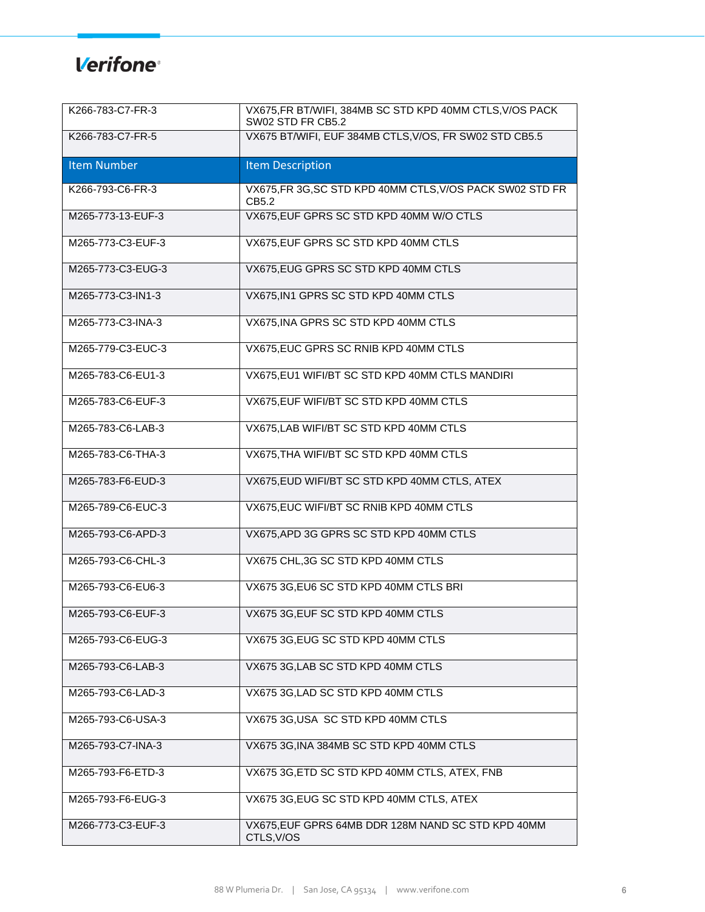| Item Number | Item Description |
|---|---|
| K266-783-C7-FR-3 | VX675,FR BT/WIFI, 384MB SC STD KPD 40MM CTLS,V/OS PACK SW02 STD FR CB5.2 |
| K266-783-C7-FR-5 | VX675 BT/WIFI, EUF 384MB CTLS,V/OS, FR SW02 STD CB5.5 |
| K266-793-C6-FR-3 | VX675,FR 3G,SC STD KPD 40MM CTLS,V/OS PACK SW02 STD FR CB5.2 |
| M265-773-13-EUF-3 | VX675,EUF GPRS SC STD KPD 40MM W/O CTLS |
| M265-773-C3-EUF-3 | VX675,EUF GPRS SC STD KPD 40MM CTLS |
| M265-773-C3-EUG-3 | VX675,EUG GPRS SC STD KPD 40MM CTLS |
| M265-773-C3-IN1-3 | VX675,IN1 GPRS SC STD KPD 40MM CTLS |
| M265-773-C3-INA-3 | VX675,INA GPRS SC STD KPD 40MM CTLS |
| M265-779-C3-EUC-3 | VX675,EUC GPRS SC RNIB KPD 40MM CTLS |
| M265-783-C6-EU1-3 | VX675,EU1 WIFI/BT SC STD KPD 40MM CTLS MANDIRI |
| M265-783-C6-EUF-3 | VX675,EUF WIFI/BT SC STD KPD 40MM CTLS |
| M265-783-C6-LAB-3 | VX675,LAB WIFI/BT SC STD KPD 40MM CTLS |
| M265-783-C6-THA-3 | VX675,THA WIFI/BT SC STD KPD 40MM CTLS |
| M265-783-F6-EUD-3 | VX675,EUD WIFI/BT SC STD KPD 40MM CTLS, ATEX |
| M265-789-C6-EUC-3 | VX675,EUC WIFI/BT SC RNIB KPD 40MM CTLS |
| M265-793-C6-APD-3 | VX675,APD 3G GPRS SC STD KPD 40MM CTLS |
| M265-793-C6-CHL-3 | VX675 CHL,3G SC STD KPD 40MM CTLS |
| M265-793-C6-EU6-3 | VX675 3G,EU6 SC STD KPD 40MM CTLS BRI |
| M265-793-C6-EUF-3 | VX675 3G,EUF SC STD KPD 40MM CTLS |
| M265-793-C6-EUG-3 | VX675 3G,EUG SC STD KPD 40MM CTLS |
| M265-793-C6-LAB-3 | VX675 3G,LAB SC STD KPD 40MM CTLS |
| M265-793-C6-LAD-3 | VX675 3G,LAD SC STD KPD 40MM CTLS |
| M265-793-C6-USA-3 | VX675 3G,USA SC STD KPD 40MM CTLS |
| M265-793-C7-INA-3 | VX675 3G,INA 384MB SC STD KPD 40MM CTLS |
| M265-793-F6-ETD-3 | VX675 3G,ETD SC STD KPD 40MM CTLS, ATEX, FNB |
| M265-793-F6-EUG-3 | VX675 3G,EUG SC STD KPD 40MM CTLS, ATEX |
| M266-773-C3-EUF-3 | VX675,EUF GPRS 64MB DDR 128M NAND SC STD KPD 40MM CTLS,V/OS |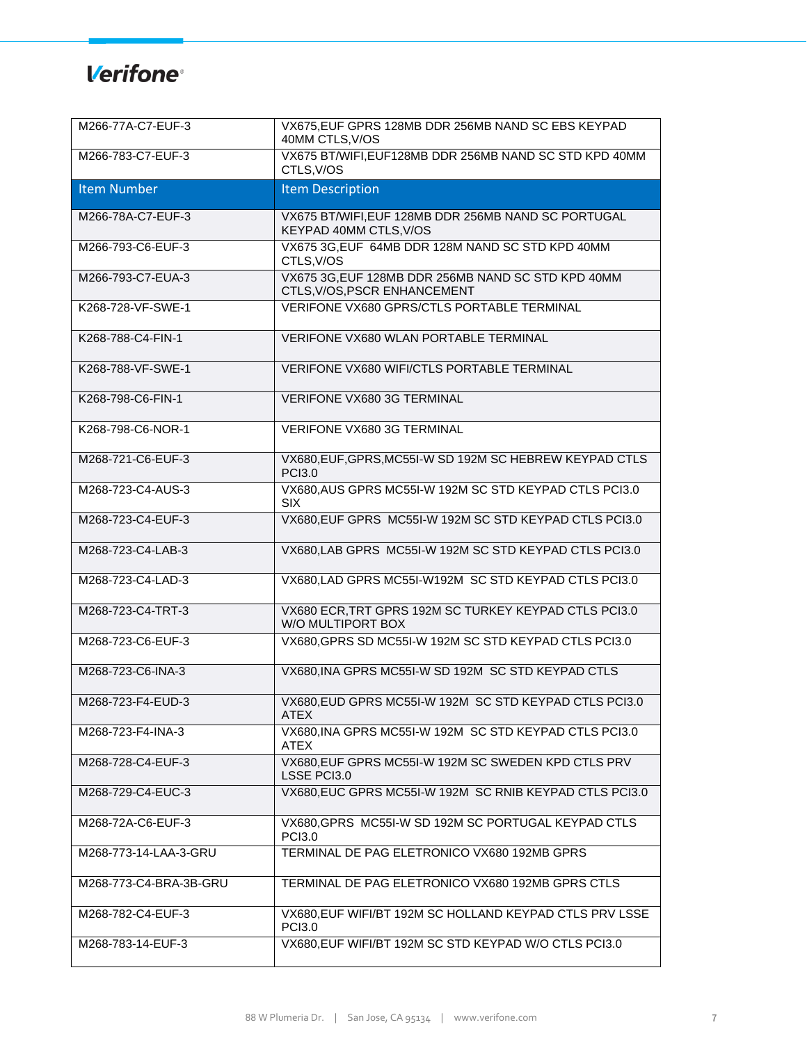| Item Number | Item Description |
|---|---|
| M266-77A-C7-EUF-3 | VX675,EUF GPRS 128MB DDR 256MB NAND SC EBS KEYPAD 40MM CTLS,V/OS |
| M266-783-C7-EUF-3 | VX675 BT/WIFI,EUF128MB DDR 256MB NAND SC STD KPD 40MM CTLS,V/OS |
| M266-78A-C7-EUF-3 | VX675 BT/WIFI,EUF 128MB DDR 256MB NAND SC PORTUGAL KEYPAD 40MM CTLS,V/OS |
| M266-793-C6-EUF-3 | VX675 3G,EUF 64MB DDR 128M NAND SC STD KPD 40MM CTLS,V/OS |
| M266-793-C7-EUA-3 | VX675 3G,EUF 128MB DDR 256MB NAND SC STD KPD 40MM CTLS,V/OS,PSCR ENHANCEMENT |
| K268-728-VF-SWE-1 | VERIFONE VX680 GPRS/CTLS PORTABLE TERMINAL |
| K268-788-C4-FIN-1 | VERIFONE VX680 WLAN PORTABLE TERMINAL |
| K268-788-VF-SWE-1 | VERIFONE VX680 WIFI/CTLS PORTABLE TERMINAL |
| K268-798-C6-FIN-1 | VERIFONE VX680 3G TERMINAL |
| K268-798-C6-NOR-1 | VERIFONE VX680 3G TERMINAL |
| M268-721-C6-EUF-3 | VX680,EUF,GPRS,MC55I-W SD 192M SC HEBREW KEYPAD CTLS PCI3.0 |
| M268-723-C4-AUS-3 | VX680,AUS GPRS MC55I-W 192M SC STD KEYPAD CTLS PCI3.0 SIX |
| M268-723-C4-EUF-3 | VX680,EUF GPRS MC55I-W 192M SC STD KEYPAD CTLS PCI3.0 |
| M268-723-C4-LAB-3 | VX680,LAB GPRS MC55I-W 192M SC STD KEYPAD CTLS PCI3.0 |
| M268-723-C4-LAD-3 | VX680,LAD GPRS MC55I-W192M SC STD KEYPAD CTLS PCI3.0 |
| M268-723-C4-TRT-3 | VX680 ECR,TRT GPRS 192M SC TURKEY KEYPAD CTLS PCI3.0 W/O MULTIPORT BOX |
| M268-723-C6-EUF-3 | VX680,GPRS SD MC55I-W 192M SC STD KEYPAD CTLS PCI3.0 |
| M268-723-C6-INA-3 | VX680,INA GPRS MC55I-W SD 192M SC STD KEYPAD CTLS |
| M268-723-F4-EUD-3 | VX680,EUD GPRS MC55I-W 192M SC STD KEYPAD CTLS PCI3.0 ATEX |
| M268-723-F4-INA-3 | VX680,INA GPRS MC55I-W 192M SC STD KEYPAD CTLS PCI3.0 ATEX |
| M268-728-C4-EUF-3 | VX680,EUF GPRS MC55I-W 192M SC SWEDEN KPD CTLS PRV LSSE PCI3.0 |
| M268-729-C4-EUC-3 | VX680,EUC GPRS MC55I-W 192M SC RNIB KEYPAD CTLS PCI3.0 |
| M268-72A-C6-EUF-3 | VX680,GPRS MC55I-W SD 192M SC PORTUGAL KEYPAD CTLS PCI3.0 |
| M268-773-14-LAA-3-GRU | TERMINAL DE PAG ELETRONICO VX680 192MB GPRS |
| M268-773-C4-BRA-3B-GRU | TERMINAL DE PAG ELETRONICO VX680 192MB GPRS CTLS |
| M268-782-C4-EUF-3 | VX680,EUF WIFI/BT 192M SC HOLLAND KEYPAD CTLS PRV LSSE PCI3.0 |
| M268-783-14-EUF-3 | VX680,EUF WIFI/BT 192M SC STD KEYPAD W/O CTLS PCI3.0 |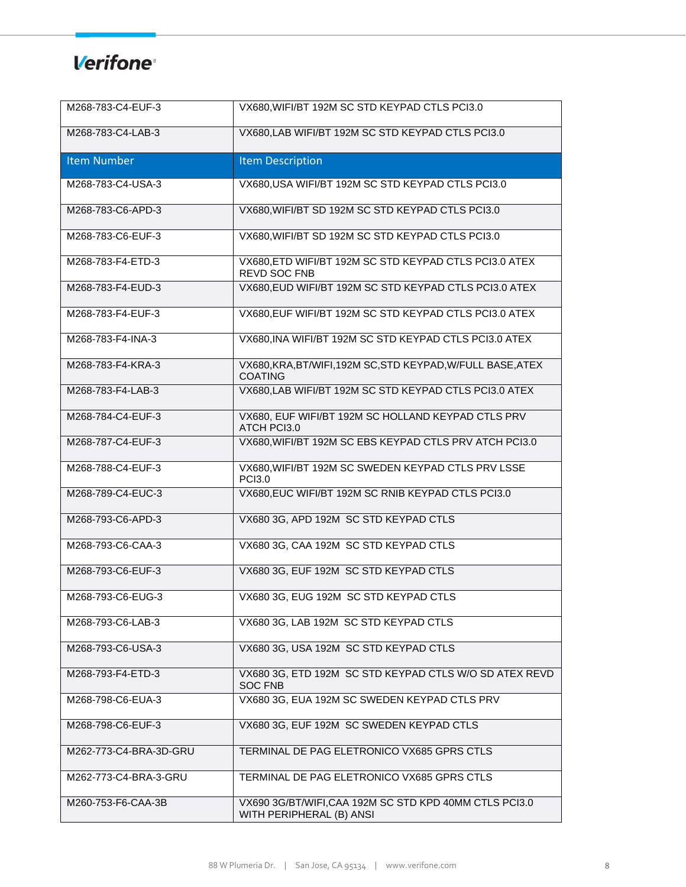| M268-783-C4-EUF-3 | VX680,WIFI/BT 192M SC STD KEYPAD CTLS PCI3.0 |
|---|---|
| M268-783-C4-LAB-3 | VX680,LAB WIFI/BT 192M SC STD KEYPAD CTLS PCI3.0 |
| **Item Number** | **Item Description** |
| M268-783-C4-USA-3 | VX680,USA WIFI/BT 192M SC STD KEYPAD CTLS PCI3.0 |
| M268-783-C6-APD-3 | VX680,WIFI/BT SD 192M SC STD KEYPAD CTLS PCI3.0 |
| M268-783-C6-EUF-3 | VX680,WIFI/BT SD 192M SC STD KEYPAD CTLS PCI3.0 |
| M268-783-F4-ETD-3 | VX680,ETD WIFI/BT 192M SC STD KEYPAD CTLS PCI3.0 ATEX REVD SOC FNB |
| M268-783-F4-EUD-3 | VX680,EUD WIFI/BT 192M SC STD KEYPAD CTLS PCI3.0 ATEX |
| M268-783-F4-EUF-3 | VX680,EUF WIFI/BT 192M SC STD KEYPAD CTLS PCI3.0 ATEX |
| M268-783-F4-INA-3 | VX680,INA WIFI/BT 192M SC STD KEYPAD CTLS PCI3.0 ATEX |
| M268-783-F4-KRA-3 | VX680,KRA,BT/WIFI,192M SC,STD KEYPAD,W/FULL BASE,ATEX COATING |
| M268-783-F4-LAB-3 | VX680,LAB WIFI/BT 192M SC STD KEYPAD CTLS PCI3.0 ATEX |
| M268-784-C4-EUF-3 | VX680, EUF WIFI/BT 192M SC HOLLAND KEYPAD CTLS PRV ATCH PCI3.0 |
| M268-787-C4-EUF-3 | VX680,WIFI/BT 192M SC EBS KEYPAD CTLS PRV ATCH PCI3.0 |
| M268-788-C4-EUF-3 | VX680,WIFI/BT 192M SC SWEDEN KEYPAD CTLS PRV LSSE PCI3.0 |
| M268-789-C4-EUC-3 | VX680,EUC WIFI/BT 192M SC RNIB KEYPAD CTLS PCI3.0 |
| M268-793-C6-APD-3 | VX680 3G, APD 192M SC STD KEYPAD CTLS |
| M268-793-C6-CAA-3 | VX680 3G, CAA 192M SC STD KEYPAD CTLS |
| M268-793-C6-EUF-3 | VX680 3G, EUF 192M SC STD KEYPAD CTLS |
| M268-793-C6-EUG-3 | VX680 3G, EUG 192M SC STD KEYPAD CTLS |
| M268-793-C6-LAB-3 | VX680 3G, LAB 192M SC STD KEYPAD CTLS |
| M268-793-C6-USA-3 | VX680 3G, USA 192M SC STD KEYPAD CTLS |
| M268-793-F4-ETD-3 | VX680 3G, ETD 192M SC STD KEYPAD CTLS W/O SD ATEX REVD SOC FNB |
| M268-798-C6-EUA-3 | VX680 3G, EUA 192M SC SWEDEN KEYPAD CTLS PRV |
| M268-798-C6-EUF-3 | VX680 3G, EUF 192M SC SWEDEN KEYPAD CTLS |
| M262-773-C4-BRA-3D-GRU | TERMINAL DE PAG ELETRONICO VX685 GPRS CTLS |
| M262-773-C4-BRA-3-GRU | TERMINAL DE PAG ELETRONICO VX685 GPRS CTLS |
| M260-753-F6-CAA-3B | VX690 3G/BT/WIFI,CAA 192M SC STD KPD 40MM CTLS PCI3.0 WITH PERIPHERAL (B) ANSI |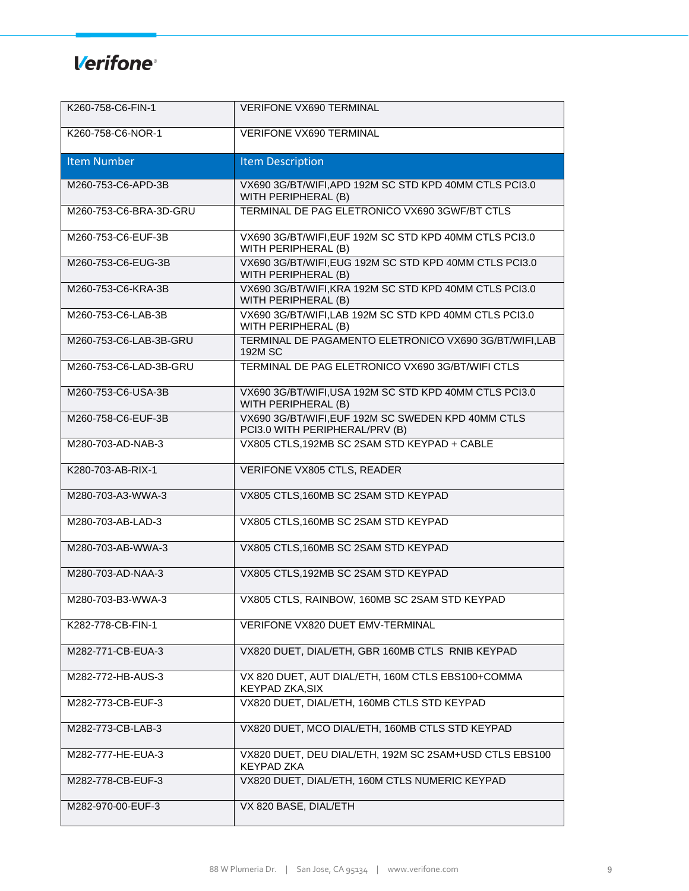| K260-758-C6-FIN-1 | VERIFONE VX690 TERMINAL |
|---|---|
| K260-758-C6-NOR-1 | VERIFONE VX690 TERMINAL |
| **Item Number** | **Item Description** |
| M260-753-C6-APD-3B | VX690 3G/BT/WIFI,APD 192M SC STD KPD 40MM CTLS PCI3.0 WITH PERIPHERAL (B) |
| M260-753-C6-BRA-3D-GRU | TERMINAL DE PAG ELETRONICO VX690 3GWF/BT CTLS |
| M260-753-C6-EUF-3B | VX690 3G/BT/WIFI,EUF 192M SC STD KPD 40MM CTLS PCI3.0 WITH PERIPHERAL (B) |
| M260-753-C6-EUG-3B | VX690 3G/BT/WIFI,EUG 192M SC STD KPD 40MM CTLS PCI3.0 WITH PERIPHERAL (B) |
| M260-753-C6-KRA-3B | VX690 3G/BT/WIFI,KRA 192M SC STD KPD 40MM CTLS PCI3.0 WITH PERIPHERAL (B) |
| M260-753-C6-LAB-3B | VX690 3G/BT/WIFI,LAB 192M SC STD KPD 40MM CTLS PCI3.0 WITH PERIPHERAL (B) |
| M260-753-C6-LAB-3B-GRU | TERMINAL DE PAGAMENTO ELETRONICO VX690 3G/BT/WIFI,LAB 192M SC |
| M260-753-C6-LAD-3B-GRU | TERMINAL DE PAG ELETRONICO VX690 3G/BT/WIFI CTLS |
| M260-753-C6-USA-3B | VX690 3G/BT/WIFI,USA 192M SC STD KPD 40MM CTLS PCI3.0 WITH PERIPHERAL (B) |
| M260-758-C6-EUF-3B | VX690 3G/BT/WIFI,EUF 192M SC SWEDEN KPD 40MM CTLS PCI3.0 WITH PERIPHERAL/PRV (B) |
| M280-703-AD-NAB-3 | VX805 CTLS,192MB SC 2SAM STD KEYPAD + CABLE |
| K280-703-AB-RIX-1 | VERIFONE VX805 CTLS, READER |
| M280-703-A3-WWA-3 | VX805 CTLS,160MB SC 2SAM STD KEYPAD |
| M280-703-AB-LAD-3 | VX805 CTLS,160MB SC 2SAM STD KEYPAD |
| M280-703-AB-WWA-3 | VX805 CTLS,160MB SC 2SAM STD KEYPAD |
| M280-703-AD-NAA-3 | VX805 CTLS,192MB SC 2SAM STD KEYPAD |
| M280-703-B3-WWA-3 | VX805 CTLS, RAINBOW, 160MB SC 2SAM STD KEYPAD |
| K282-778-CB-FIN-1 | VERIFONE VX820 DUET EMV-TERMINAL |
| M282-771-CB-EUA-3 | VX820 DUET, DIAL/ETH, GBR 160MB CTLS RNIB KEYPAD |
| M282-772-HB-AUS-3 | VX 820 DUET, AUT DIAL/ETH, 160M CTLS EBS100+COMMA KEYPAD ZKA,SIX |
| M282-773-CB-EUF-3 | VX820 DUET, DIAL/ETH, 160MB CTLS STD KEYPAD |
| M282-773-CB-LAB-3 | VX820 DUET, MCO DIAL/ETH, 160MB CTLS STD KEYPAD |
| M282-777-HE-EUA-3 | VX820 DUET, DEU DIAL/ETH, 192M SC 2SAM+USD CTLS EBS100 KEYPAD ZKA |
| M282-778-CB-EUF-3 | VX820 DUET, DIAL/ETH, 160M NUMERIC KEYPAD |
| M282-970-00-EUF-3 | VX 820 BASE, DIAL/ETH |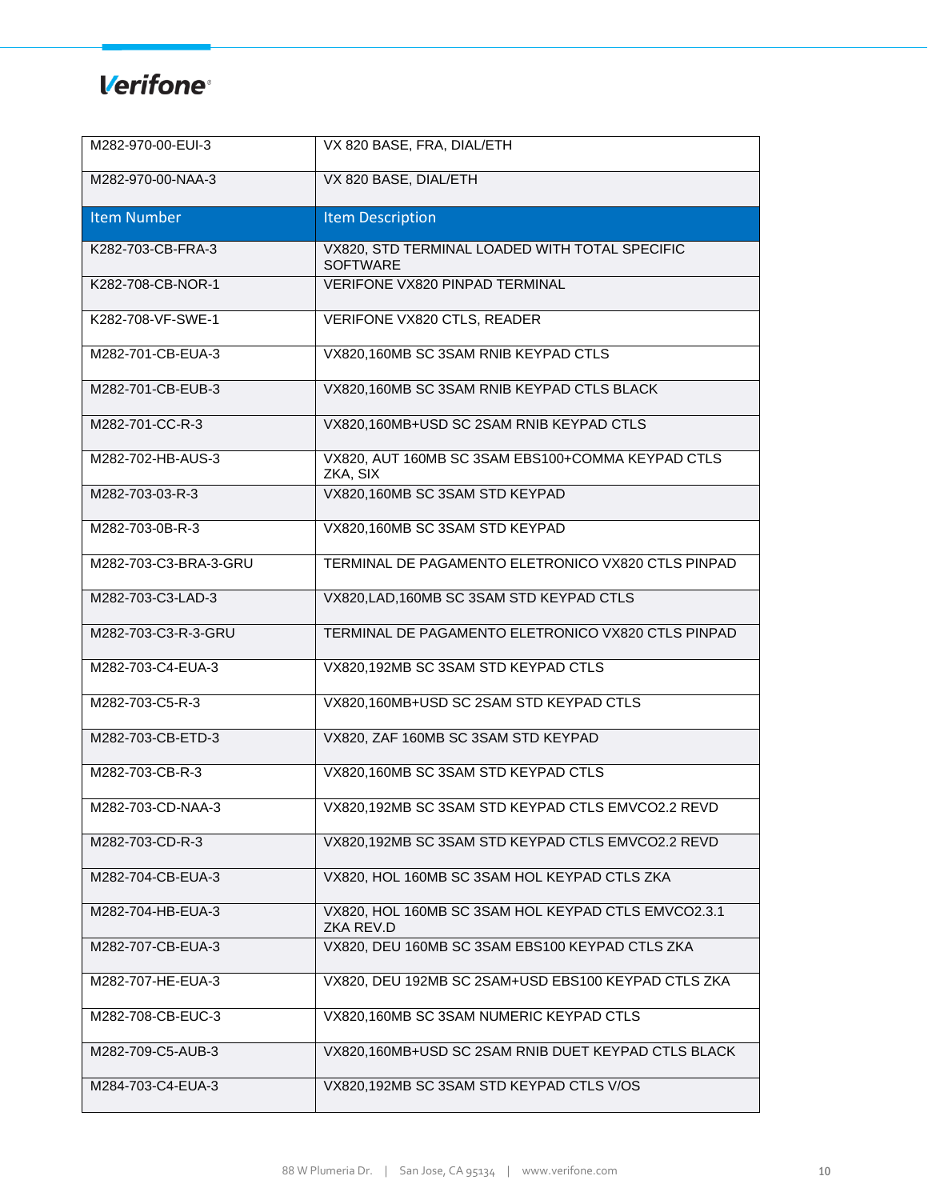| | |
|---|---|
| M282-970-00-EUI-3 | VX 820 BASE, FRA, DIAL/ETH |
| M282-970-00-NAA-3 | VX 820 BASE, DIAL/ETH |

| Item Number | Item Description |
|---|---|
| K282-703-CB-FRA-3 | VX820, STD TERMINAL LOADED WITH TOTAL SPECIFIC SOFTWARE |
| K282-708-CB-NOR-1 | VERIFONE VX820 PINPAD TERMINAL |
| K282-708-VF-SWE-1 | VERIFONE VX820 CTLS, READER |
| M282-701-CB-EUA-3 | VX820,160MB SC 3SAM RNIB KEYPAD CTLS |
| M282-701-CB-EUB-3 | VX820,160MB SC 3SAM RNIB KEYPAD CTLS BLACK |
| M282-701-CC-R-3 | VX820,160MB+USD SC 2SAM RNIB KEYPAD CTLS |
| M282-702-HB-AUS-3 | VX820, AUT 160MB SC 3SAM EBS100+COMMA KEYPAD CTLS ZKA, SIX |
| M282-703-03-R-3 | VX820,160MB SC 3SAM STD KEYPAD |
| M282-703-0B-R-3 | VX820,160MB SC 3SAM STD KEYPAD |
| M282-703-C3-BRA-3-GRU | TERMINAL DE PAGAMENTO ELETRONICO VX820 CTLS PINPAD |
| M282-703-C3-LAD-3 | VX820,LAD,160MB SC 3SAM STD KEYPAD CTLS |
| M282-703-C3-R-3-GRU | TERMINAL DE PAGAMENTO ELETRONICO VX820 CTLS PINPAD |
| M282-703-C4-EUA-3 | VX820,192MB SC 3SAM STD KEYPAD CTLS |
| M282-703-C5-R-3 | VX820,160MB+USD SC 2SAM STD KEYPAD CTLS |
| M282-703-CB-ETD-3 | VX820, ZAF 160MB SC 3SAM STD KEYPAD |
| M282-703-CB-R-3 | VX820,160MB SC 3SAM STD KEYPAD CTLS |
| M282-703-CD-NAA-3 | VX820,192MB SC 3SAM STD KEYPAD CTLS EMVCO2.2 REVD |
| M282-703-CD-R-3 | VX820,192MB SC 3SAM STD KEYPAD CTLS EMVCO2.2 REVD |
| M282-704-CB-EUA-3 | VX820, HOL 160MB SC 3SAM HOL KEYPAD CTLS ZKA |
| M282-704-HB-EUA-3 | VX820, HOL 160MB SC 3SAM HOL KEYPAD CTLS EMVCO2.3.1 ZKA REV.D |
| M282-707-CB-EUA-3 | VX820, DEU 160MB SC 3SAM EBS100 KEYPAD CTLS ZKA |
| M282-707-HE-EUA-3 | VX820, DEU 192MB SC 2SAM+USD EBS100 KEYPAD CTLS ZKA |
| M282-708-CB-EUC-3 | VX820,160MB SC 3SAM NUMERIC KEYPAD CTLS |
| M282-709-C5-AUB-3 | VX820,160MB+USD SC 2SAM RNIB DUET KEYPAD CTLS BLACK |
| M284-703-C4-EUA-3 | VX820,192MB SC 3SAM STD KEYPAD CTLS V/OS |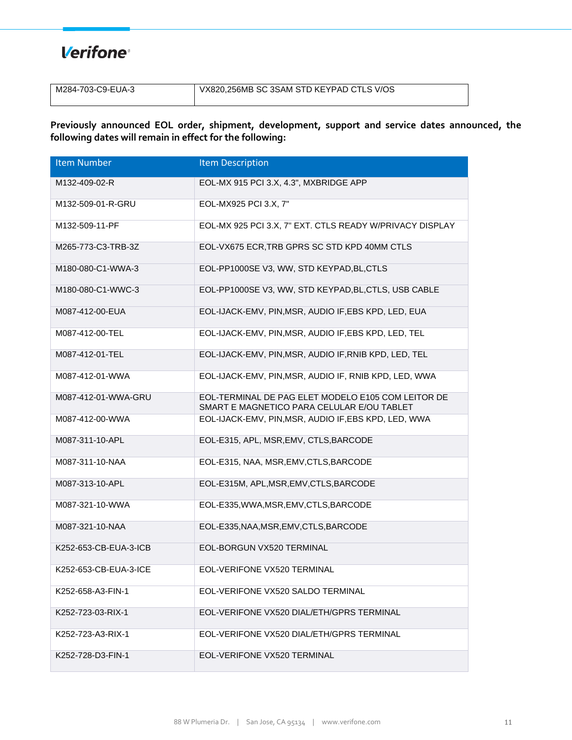| M284-703-C9-EUA-3 | VX820,256MB SC 3SAM STD KEYPAD CTLS V/OS |
|---|---|

**Previously announced EOL order, shipment, development, support and service dates announced, the following dates will remain in effect for the following:**

| Item Number | Item Description |
|---|---|
| M132-409-02-R | EOL-MX 915 PCI 3.X, 4.3", MXBRIDGE APP |
| M132-509-01-R-GRU | EOL-MX925 PCI 3.X, 7" |
| M132-509-11-PF | EOL-MX 925 PCI 3.X, 7" EXT. CTLS READY W/PRIVACY DISPLAY |
| M265-773-C3-TRB-3Z | EOL-VX675 ECR,TRB GPRS SC STD KPD 40MM CTLS |
| M180-080-C1-WWA-3 | EOL-PP1000SE V3, WW, STD KEYPAD,BL,CTLS |
| M180-080-C1-WWC-3 | EOL-PP1000SE V3, WW, STD KEYPAD,BL,CTLS, USB CABLE |
| M087-412-00-EUA | EOL-IJACK-EMV, PIN,MSR, AUDIO IF,EBS KPD, LED, EUA |
| M087-412-00-TEL | EOL-IJACK-EMV, PIN,MSR, AUDIO IF,EBS KPD, LED, TEL |
| M087-412-01-TEL | EOL-IJACK-EMV, PIN,MSR, AUDIO IF,RNIB KPD, LED, TEL |
| M087-412-01-WWA | EOL-IJACK-EMV, PIN,MSR, AUDIO IF, RNIB KPD, LED, WWA |
| M087-412-01-WWA-GRU | EOL-TERMINAL DE PAG ELET MODELO E105 COM LEITOR DE SMART E MAGNETICO PARA CELULAR E/OU TABLET |
| M087-412-00-WWA | EOL-IJACK-EMV, PIN,MSR, AUDIO IF,EBS KPD, LED, WWA |
| M087-311-10-APL | EOL-E315, APL, MSR,EMV, CTLS,BARCODE |
| M087-311-10-NAA | EOL-E315, NAA, MSR,EMV,CTLS,BARCODE |
| M087-313-10-APL | EOL-E315M, APL,MSR,EMV,CTLS,BARCODE |
| M087-321-10-WWA | EOL-E335,WWA,MSR,EMV,CTLS,BARCODE |
| M087-321-10-NAA | EOL-E335,NAA,MSR,EMV,CTLS,BARCODE |
| K252-653-CB-EUA-3-ICB | EOL-BORGUN VX520 TERMINAL |
| K252-653-CB-EUA-3-ICE | EOL-VERIFONE VX520 TERMINAL |
| K252-658-A3-FIN-1 | EOL-VERIFONE VX520 SALDO TERMINAL |
| K252-723-03-RIX-1 | EOL-VERIFONE VX520 DIAL/ETH/GPRS TERMINAL |
| K252-723-A3-RIX-1 | EOL-VERIFONE VX520 DIAL/ETH/GPRS TERMINAL |
| K252-728-D3-FIN-1 | EOL-VERIFONE VX520 TERMINAL |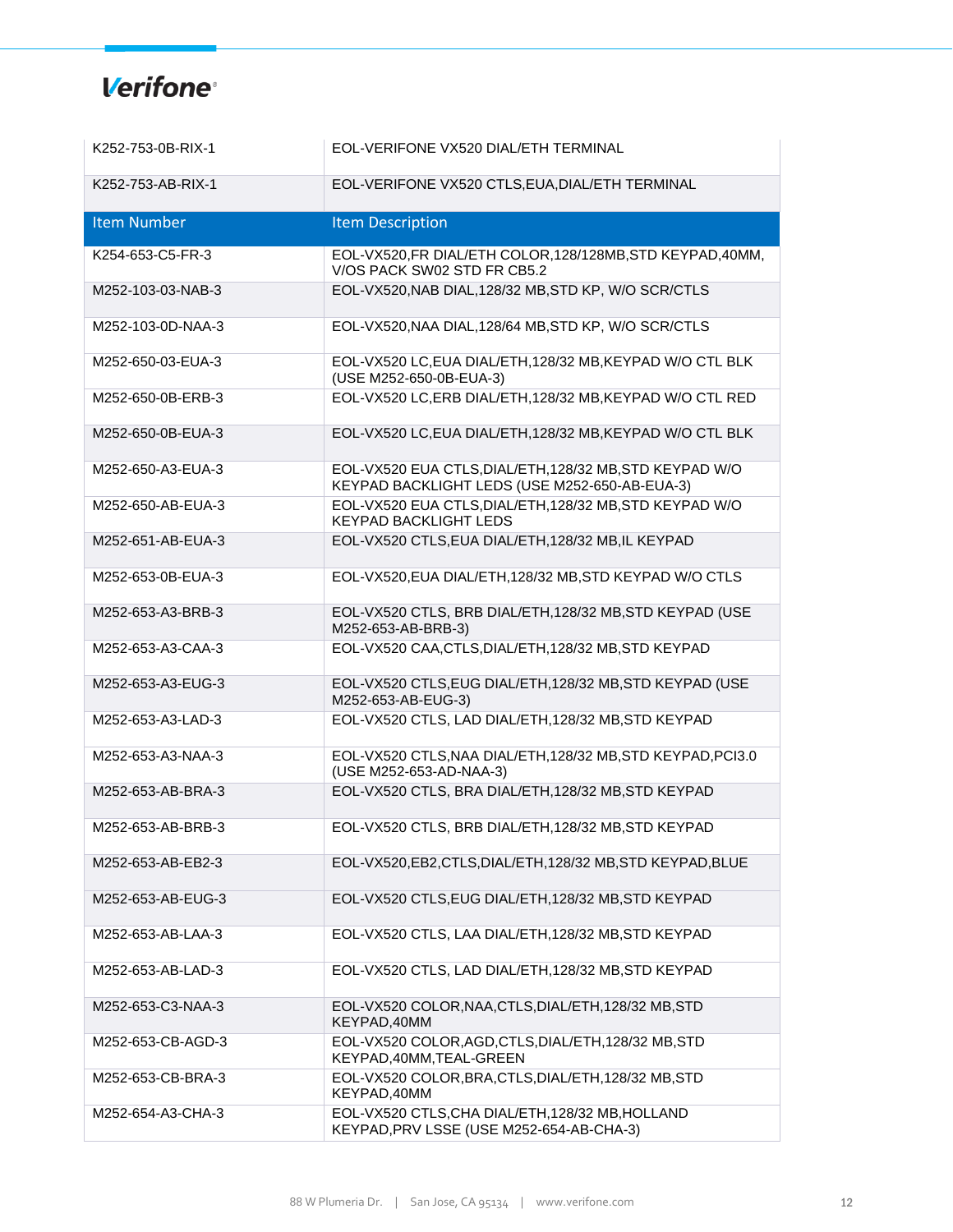| | |
|---|---|
| K252-753-0B-RIX-1 | EOL-VERIFONE VX520 DIAL/ETH TERMINAL |
| K252-753-AB-RIX-1 | EOL-VERIFONE VX520 CTLS,EUA,DIAL/ETH TERMINAL |

| Item Number | Item Description |
|---|---|
| K254-653-C5-FR-3 | EOL-VX520,FR DIAL/ETH COLOR,128/128MB,STD KEYPAD,40MM, V/OS PACK SW02 STD FR CB5.2 |
| M252-103-03-NAB-3 | EOL-VX520,NAB DIAL,128/32 MB,STD KP, W/O SCR/CTLS |
| M252-103-0D-NAA-3 | EOL-VX520,NAA DIAL,128/64 MB,STD KP, W/O SCR/CTLS |
| M252-650-03-EUA-3 | EOL-VX520 LC,EUA DIAL/ETH,128/32 MB,KEYPAD W/O CTL BLK (USE M252-650-0B-EUA-3) |
| M252-650-0B-ERB-3 | EOL-VX520 LC,ERB DIAL/ETH,128/32 MB,KEYPAD W/O CTL RED |
| M252-650-0B-EUA-3 | EOL-VX520 LC,EUA DIAL/ETH,128/32 MB,KEYPAD W/O CTL BLK |
| M252-650-A3-EUA-3 | EOL-VX520 EUA CTLS,DIAL/ETH,128/32 MB,STD KEYPAD W/O KEYPAD BACKLIGHT LEDS (USE M252-650-AB-EUA-3) |
| M252-650-AB-EUA-3 | EOL-VX520 EUA CTLS,DIAL/ETH,128/32 MB,STD KEYPAD W/O KEYPAD BACKLIGHT LEDS |
| M252-651-AB-EUA-3 | EOL-VX520 CTLS,EUA DIAL/ETH,128/32 MB,IL KEYPAD |
| M252-653-0B-EUA-3 | EOL-VX520,EUA DIAL/ETH,128/32 MB,STD KEYPAD W/O CTLS |
| M252-653-A3-BRB-3 | EOL-VX520 CTLS, BRB DIAL/ETH,128/32 MB,STD KEYPAD (USE M252-653-AB-BRB-3) |
| M252-653-A3-CAA-3 | EOL-VX520 CAA,CTLS,DIAL/ETH,128/32 MB,STD KEYPAD |
| M252-653-A3-EUG-3 | EOL-VX520 CTLS,EUG DIAL/ETH,128/32 MB,STD KEYPAD (USE M252-653-AB-EUG-3) |
| M252-653-A3-LAD-3 | EOL-VX520 CTLS, LAD DIAL/ETH,128/32 MB,STD KEYPAD |
| M252-653-A3-NAA-3 | EOL-VX520 CTLS,NAA DIAL/ETH,128/32 MB,STD KEYPAD,PCI3.0 (USE M252-653-AD-NAA-3) |
| M252-653-AB-BRA-3 | EOL-VX520 CTLS, BRA DIAL/ETH,128/32 MB,STD KEYPAD |
| M252-653-AB-BRB-3 | EOL-VX520 CTLS, BRB DIAL/ETH,128/32 MB,STD KEYPAD |
| M252-653-AB-EB2-3 | EOL-VX520,EB2,CTLS,DIAL/ETH,128/32 MB,STD KEYPAD,BLUE |
| M252-653-AB-EUG-3 | EOL-VX520 CTLS,EUG DIAL/ETH,128/32 MB,STD KEYPAD |
| M252-653-AB-LAA-3 | EOL-VX520 CTLS, LAA DIAL/ETH,128/32 MB,STD KEYPAD |
| M252-653-AB-LAD-3 | EOL-VX520 CTLS, LAD DIAL/ETH,128/32 MB,STD KEYPAD |
| M252-653-C3-NAA-3 | EOL-VX520 COLOR,NAA,CTLS,DIAL/ETH,128/32 MB,STD KEYPAD,40MM |
| M252-653-CB-AGD-3 | EOL-VX520 COLOR,AGD,CTLS,DIAL/ETH,128/32 MB,STD KEYPAD,40MM,TEAL-GREEN |
| M252-653-CB-BRA-3 | EOL-VX520 COLOR,BRA,CTLS,DIAL/ETH,128/32 MB,STD KEYPAD,40MM |
| M252-654-A3-CHA-3 | EOL-VX520 CTLS,CHA DIAL/ETH,128/32 MB,HOLLAND KEYPAD,PRV LSSE (USE M252-654-AB-CHA-3) |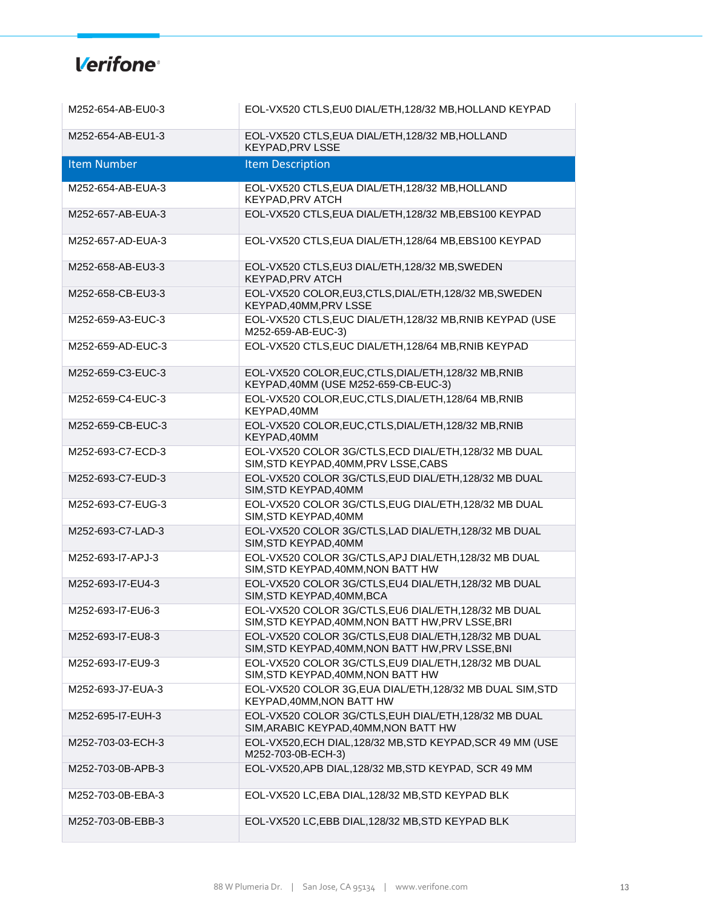| Item Number | Item Description |
|---|---|
| M252-654-AB-EU0-3 | EOL-VX520 CTLS,EU0 DIAL/ETH,128/32 MB,HOLLAND KEYPAD |
| M252-654-AB-EU1-3 | EOL-VX520 CTLS,EUA DIAL/ETH,128/32 MB,HOLLAND KEYPAD,PRV LSSE |
| M252-654-AB-EUA-3 | EOL-VX520 CTLS,EUA DIAL/ETH,128/32 MB,HOLLAND KEYPAD,PRV ATCH |
| M252-657-AB-EUA-3 | EOL-VX520 CTLS,EUA DIAL/ETH,128/32 MB,EBS100 KEYPAD |
| M252-657-AD-EUA-3 | EOL-VX520 CTLS,EUA DIAL/ETH,128/64 MB,EBS100 KEYPAD |
| M252-658-AB-EU3-3 | EOL-VX520 CTLS,EU3 DIAL/ETH,128/32 MB,SWEDEN KEYPAD,PRV ATCH |
| M252-658-CB-EU3-3 | EOL-VX520 COLOR,EU3,CTLS,DIAL/ETH,128/32 MB,SWEDEN KEYPAD,40MM,PRV LSSE |
| M252-659-A3-EUC-3 | EOL-VX520 CTLS,EUC DIAL/ETH,128/32 MB,RNIB KEYPAD (USE M252-659-AB-EUC-3) |
| M252-659-AD-EUC-3 | EOL-VX520 CTLS,EUC DIAL/ETH,128/64 MB,RNIB KEYPAD |
| M252-659-C3-EUC-3 | EOL-VX520 COLOR,EUC,CTLS,DIAL/ETH,128/32 MB,RNIB KEYPAD,40MM (USE M252-659-CB-EUC-3) |
| M252-659-C4-EUC-3 | EOL-VX520 COLOR,EUC,CTLS,DIAL/ETH,128/64 MB,RNIB KEYPAD,40MM |
| M252-659-CB-EUC-3 | EOL-VX520 COLOR,EUC,CTLS,DIAL/ETH,128/32 MB,RNIB KEYPAD,40MM |
| M252-693-C7-ECD-3 | EOL-VX520 COLOR 3G/CTLS,ECD DIAL/ETH,128/32 MB DUAL SIM,STD KEYPAD,40MM,PRV LSSE,CABS |
| M252-693-C7-EUD-3 | EOL-VX520 COLOR 3G/CTLS,EUD DIAL/ETH,128/32 MB DUAL SIM,STD KEYPAD,40MM |
| M252-693-C7-EUG-3 | EOL-VX520 COLOR 3G/CTLS,EUG DIAL/ETH,128/32 MB DUAL SIM,STD KEYPAD,40MM |
| M252-693-C7-LAD-3 | EOL-VX520 COLOR 3G/CTLS,LAD DIAL/ETH,128/32 MB DUAL SIM,STD KEYPAD,40MM |
| M252-693-I7-APJ-3 | EOL-VX520 COLOR 3G/CTLS,APJ DIAL/ETH,128/32 MB DUAL SIM,STD KEYPAD,40MM,NON BATT HW |
| M252-693-I7-EU4-3 | EOL-VX520 COLOR 3G/CTLS,EU4 DIAL/ETH,128/32 MB DUAL SIM,STD KEYPAD,40MM,BCA |
| M252-693-I7-EU6-3 | EOL-VX520 COLOR 3G/CTLS,EU6 DIAL/ETH,128/32 MB DUAL SIM,STD KEYPAD,40MM,NON BATT HW,PRV LSSE,BRI |
| M252-693-I7-EU8-3 | EOL-VX520 COLOR 3G/CTLS,EU8 DIAL/ETH,128/32 MB DUAL SIM,STD KEYPAD,40MM,NON BATT HW,PRV LSSE,BNI |
| M252-693-I7-EU9-3 | EOL-VX520 COLOR 3G/CTLS,EU9 DIAL/ETH,128/32 MB DUAL SIM,STD KEYPAD,40MM,NON BATT HW |
| M252-693-J7-EUA-3 | EOL-VX520 COLOR 3G,EUA DIAL/ETH,128/32 MB DUAL SIM,STD KEYPAD,40MM,NON BATT HW |
| M252-695-I7-EUH-3 | EOL-VX520 COLOR 3G/CTLS,EUH DIAL/ETH,128/32 MB DUAL SIM,ARABIC KEYPAD,40MM,NON BATT HW |
| M252-703-03-ECH-3 | EOL-VX520,ECH DIAL,128/32 MB,STD KEYPAD,SCR 49 MM (USE M252-703-0B-ECH-3) |
| M252-703-0B-APB-3 | EOL-VX520,APB DIAL,128/32 MB,STD KEYPAD, SCR 49 MM |
| M252-703-0B-EBA-3 | EOL-VX520 LC,EBA DIAL,128/32 MB,STD KEYPAD BLK |
| M252-703-0B-EBB-3 | EOL-VX520 LC,EBB DIAL,128/32 MB,STD KEYPAD BLK |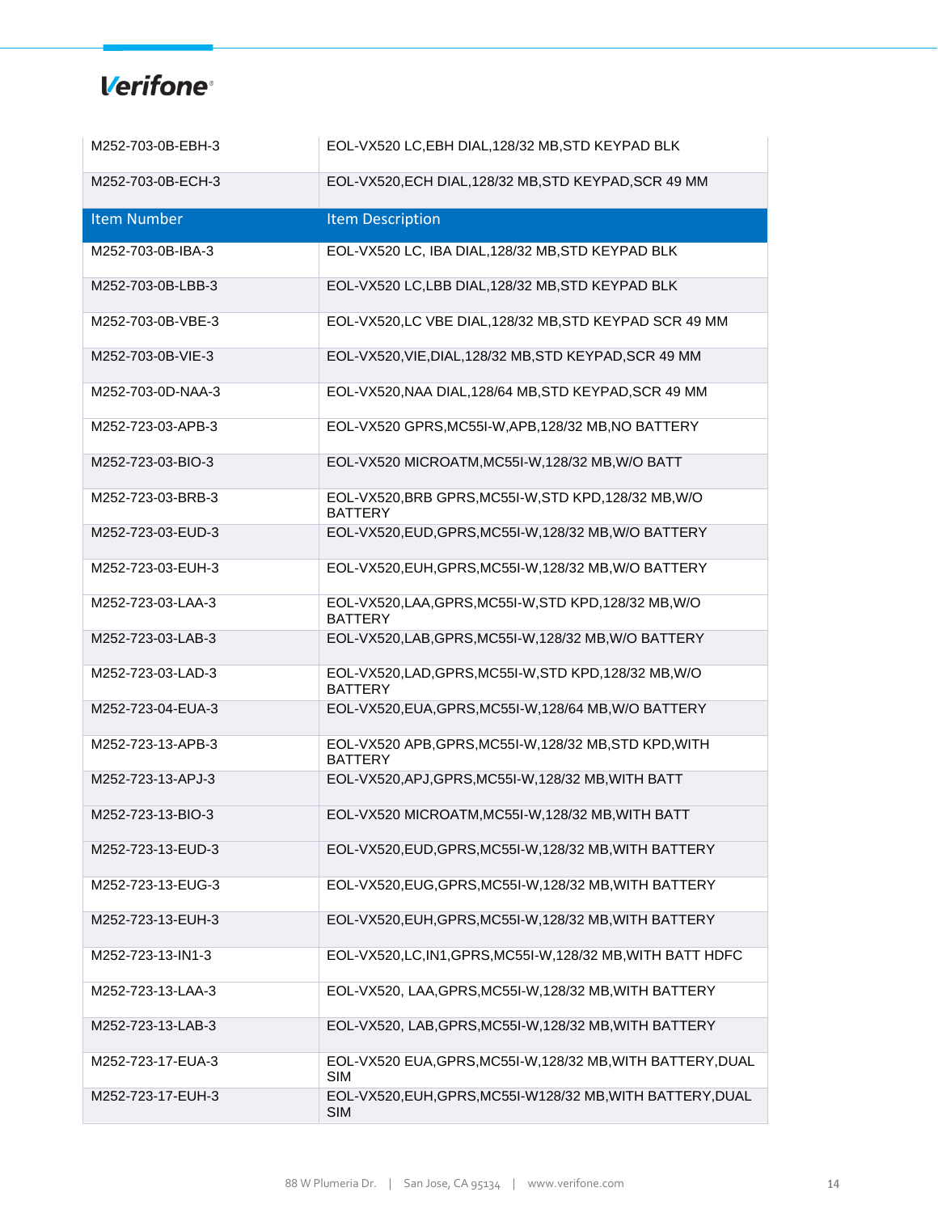| Item Number | Item Description |
|---|---|
| M252-703-0B-EBH-3 | EOL-VX520 LC,EBH DIAL,128/32 MB,STD KEYPAD BLK |
| M252-703-0B-ECH-3 | EOL-VX520,ECH DIAL,128/32 MB,STD KEYPAD,SCR 49 MM |
| M252-703-0B-IBA-3 | EOL-VX520 LC, IBA DIAL,128/32 MB,STD KEYPAD BLK |
| M252-703-0B-LBB-3 | EOL-VX520 LC,LBB DIAL,128/32 MB,STD KEYPAD BLK |
| M252-703-0B-VBE-3 | EOL-VX520,LC VBE DIAL,128/32 MB,STD KEYPAD SCR 49 MM |
| M252-703-0B-VIE-3 | EOL-VX520,VIE,DIAL,128/32 MB,STD KEYPAD,SCR 49 MM |
| M252-703-0D-NAA-3 | EOL-VX520,NAA DIAL,128/64 MB,STD KEYPAD,SCR 49 MM |
| M252-723-03-APB-3 | EOL-VX520 GPRS,MC55I-W,APB,128/32 MB,NO BATTERY |
| M252-723-03-BIO-3 | EOL-VX520 MICROATM,MC55I-W,128/32 MB,W/O BATT |
| M252-723-03-BRB-3 | EOL-VX520,BRB GPRS,MC55I-W,STD KPD,128/32 MB,W/O BATTERY |
| M252-723-03-EUD-3 | EOL-VX520,EUD,GPRS,MC55I-W,128/32 MB,W/O BATTERY |
| M252-723-03-EUH-3 | EOL-VX520,EUH,GPRS,MC55I-W,128/32 MB,W/O BATTERY |
| M252-723-03-LAA-3 | EOL-VX520,LAA,GPRS,MC55I-W,STD KPD,128/32 MB,W/O BATTERY |
| M252-723-03-LAB-3 | EOL-VX520,LAB,GPRS,MC55I-W,128/32 MB,W/O BATTERY |
| M252-723-03-LAD-3 | EOL-VX520,LAD,GPRS,MC55I-W,STD KPD,128/32 MB,W/O BATTERY |
| M252-723-04-EUA-3 | EOL-VX520,EUA,GPRS,MC55I-W,128/64 MB,W/O BATTERY |
| M252-723-13-APB-3 | EOL-VX520 APB,GPRS,MC55I-W,128/32 MB,STD KPD,WITH BATTERY |
| M252-723-13-APJ-3 | EOL-VX520,APJ,GPRS,MC55I-W,128/32 MB,WITH BATT |
| M252-723-13-BIO-3 | EOL-VX520 MICROATM,MC55I-W,128/32 MB,WITH BATT |
| M252-723-13-EUD-3 | EOL-VX520,EUD,GPRS,MC55I-W,128/32 MB,WITH BATTERY |
| M252-723-13-EUG-3 | EOL-VX520,EUG,GPRS,MC55I-W,128/32 MB,WITH BATTERY |
| M252-723-13-EUH-3 | EOL-VX520,EUH,GPRS,MC55I-W,128/32 MB,WITH BATTERY |
| M252-723-13-IN1-3 | EOL-VX520,LC,IN1,GPRS,MC55I-W,128/32 MB,WITH BATT HDFC |
| M252-723-13-LAA-3 | EOL-VX520, LAA,GPRS,MC55I-W,128/32 MB,WITH BATTERY |
| M252-723-13-LAB-3 | EOL-VX520, LAB,GPRS,MC55I-W,128/32 MB,WITH BATTERY |
| M252-723-17-EUA-3 | EOL-VX520 EUA,GPRS,MC55I-W,128/32 MB,WITH BATTERY,DUAL SIM |
| M252-723-17-EUH-3 | EOL-VX520,EUH,GPRS,MC55I-W128/32 MB,WITH BATTERY,DUAL SIM |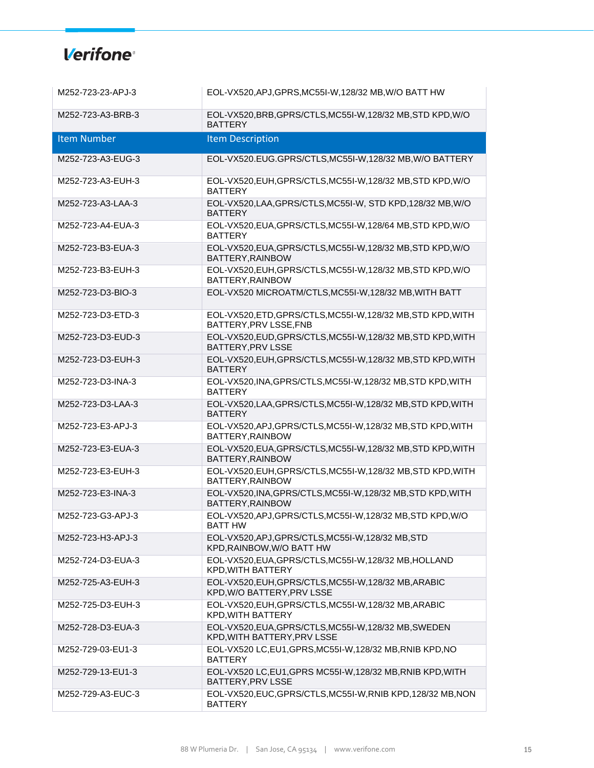| M252-723-23-APJ-3 | EOL-VX520,APJ,GPRS,MC55I-W,128/32 MB,W/O BATT HW |
|---|---|
| M252-723-A3-BRB-3 | EOL-VX520,BRB,GPRS/CTLS,MC55I-W,128/32 MB,STD KPD,W/O BATTERY |
| **Item Number** | **Item Description** |
| M252-723-A3-EUG-3 | EOL-VX520.EUG.GPRS/CTLS,MC55I-W,128/32 MB,W/O BATTERY |
| M252-723-A3-EUH-3 | EOL-VX520,EUH,GPRS/CTLS,MC55I-W,128/32 MB,STD KPD,W/O BATTERY |
| M252-723-A3-LAA-3 | EOL-VX520,LAA,GPRS/CTLS,MC55I-W, STD KPD,128/32 MB,W/O BATTERY |
| M252-723-A4-EUA-3 | EOL-VX520,EUA,GPRS/CTLS,MC55I-W,128/64 MB,STD KPD,W/O BATTERY |
| M252-723-B3-EUA-3 | EOL-VX520,EUA,GPRS/CTLS,MC55I-W,128/32 MB,STD KPD,W/O BATTERY,RAINBOW |
| M252-723-B3-EUH-3 | EOL-VX520,EUH,GPRS/CTLS,MC55I-W,128/32 MB,STD KPD,W/O BATTERY,RAINBOW |
| M252-723-D3-BIO-3 | EOL-VX520 MICROATM/CTLS,MC55I-W,128/32 MB,WITH BATT |
| M252-723-D3-ETD-3 | EOL-VX520,ETD,GPRS/CTLS,MC55I-W,128/32 MB,STD KPD,WITH BATTERY,PRV LSSE,FNB |
| M252-723-D3-EUD-3 | EOL-VX520,EUD,GPRS/CTLS,MC55I-W,128/32 MB,STD KPD,WITH BATTERY,PRV LSSE |
| M252-723-D3-EUH-3 | EOL-VX520,EUH,GPRS/CTLS,MC55I-W,128/32 MB,STD KPD,WITH BATTERY |
| M252-723-D3-INA-3 | EOL-VX520,INA,GPRS/CTLS,MC55I-W,128/32 MB,STD KPD,WITH BATTERY |
| M252-723-D3-LAA-3 | EOL-VX520,LAA,GPRS/CTLS,MC55I-W,128/32 MB,STD KPD,WITH BATTERY |
| M252-723-E3-APJ-3 | EOL-VX520,APJ,GPRS/CTLS,MC55I-W,128/32 MB,STD KPD,WITH BATTERY,RAINBOW |
| M252-723-E3-EUA-3 | EOL-VX520,EUA,GPRS/CTLS,MC55I-W,128/32 MB,STD KPD,WITH BATTERY,RAINBOW |
| M252-723-E3-EUH-3 | EOL-VX520,EUH,GPRS/CTLS,MC55I-W,128/32 MB,STD KPD,WITH BATTERY,RAINBOW |
| M252-723-E3-INA-3 | EOL-VX520,INA,GPRS/CTLS,MC55I-W,128/32 MB,STD KPD,WITH BATTERY,RAINBOW |
| M252-723-G3-APJ-3 | EOL-VX520,APJ,GPRS/CTLS,MC55I-W,128/32 MB,STD KPD,W/O BATT HW |
| M252-723-H3-APJ-3 | EOL-VX520,APJ,GPRS/CTLS,MC55I-W,128/32 MB,STD KPD,RAINBOW,W/O BATT HW |
| M252-724-D3-EUA-3 | EOL-VX520,EUA,GPRS/CTLS,MC55I-W,128/32 MB,HOLLAND KPD,WITH BATTERY |
| M252-725-A3-EUH-3 | EOL-VX520,EUH,GPRS/CTLS,MC55I-W,128/32 MB,ARABIC KPD,W/O BATTERY,PRV LSSE |
| M252-725-D3-EUH-3 | EOL-VX520,EUH,GPRS/CTLS,MC55I-W,128/32 MB,ARABIC KPD,WITH BATTERY |
| M252-728-D3-EUA-3 | EOL-VX520,EUA,GPRS/CTLS,MC55I-W,128/32 MB,SWEDEN KPD,WITH BATTERY,PRV LSSE |
| M252-729-03-EU1-3 | EOL-VX520 LC,EU1,GPRS,MC55I-W,128/32 MB,RNIB KPD,NO BATTERY |
| M252-729-13-EU1-3 | EOL-VX520 LC,EU1,GPRS MC55I-W,128/32 MB,RNIB KPD,WITH BATTERY,PRV LSSE |
| M252-729-A3-EUC-3 | EOL-VX520,EUC,GPRS/CTLS,MC55I-W,RNIB KPD,128/32 MB,NON BATTERY |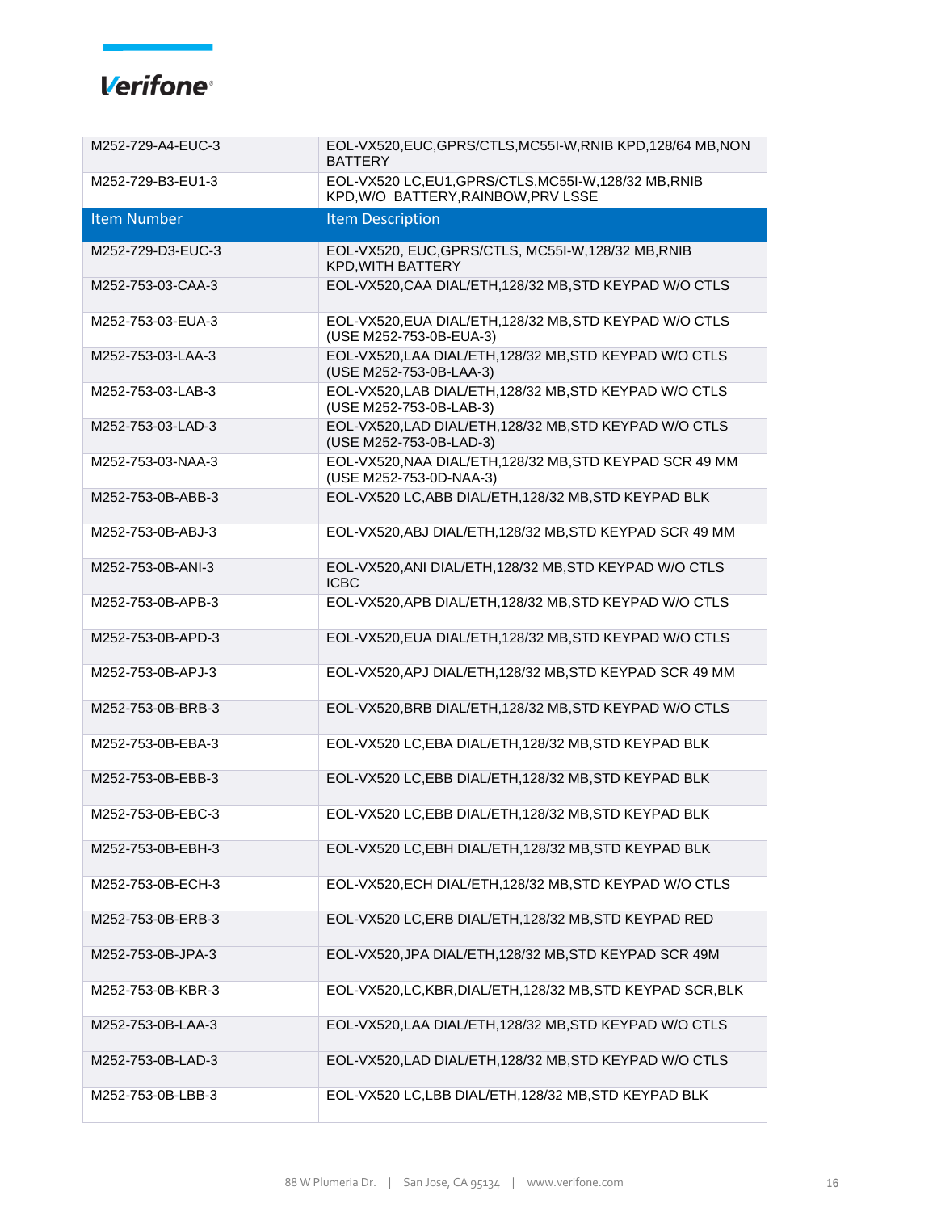| Item Number | Item Description |
|---|---|
| M252-729-A4-EUC-3 | EOL-VX520,EUC,GPRS/CTLS,MC55I-W,RNIB KPD,128/64 MB,NON BATTERY |
| M252-729-B3-EU1-3 | EOL-VX520 LC,EU1,GPRS/CTLS,MC55I-W,128/32 MB,RNIB KPD,W/O BATTERY,RAINBOW,PRV LSSE |
| M252-729-D3-EUC-3 | EOL-VX520, EUC,GPRS/CTLS, MC55I-W,128/32 MB,RNIB KPD,WITH BATTERY |
| M252-753-03-CAA-3 | EOL-VX520,CAA DIAL/ETH,128/32 MB,STD KEYPAD W/O CTLS |
| M252-753-03-EUA-3 | EOL-VX520,EUA DIAL/ETH,128/32 MB,STD KEYPAD W/O CTLS (USE M252-753-0B-EUA-3) |
| M252-753-03-LAA-3 | EOL-VX520,LAA DIAL/ETH,128/32 MB,STD KEYPAD W/O CTLS (USE M252-753-0B-LAA-3) |
| M252-753-03-LAB-3 | EOL-VX520,LAB DIAL/ETH,128/32 MB,STD KEYPAD W/O CTLS (USE M252-753-0B-LAB-3) |
| M252-753-03-LAD-3 | EOL-VX520,LAD DIAL/ETH,128/32 MB,STD KEYPAD W/O CTLS (USE M252-753-0B-LAD-3) |
| M252-753-03-NAA-3 | EOL-VX520,NAA DIAL/ETH,128/32 MB,STD KEYPAD SCR 49 MM (USE M252-753-0D-NAA-3) |
| M252-753-0B-ABB-3 | EOL-VX520 LC,ABB DIAL/ETH,128/32 MB,STD KEYPAD BLK |
| M252-753-0B-ABJ-3 | EOL-VX520,ABJ DIAL/ETH,128/32 MB,STD KEYPAD SCR 49 MM |
| M252-753-0B-ANI-3 | EOL-VX520,ANI DIAL/ETH,128/32 MB,STD KEYPAD W/O CTLS ICBC |
| M252-753-0B-APB-3 | EOL-VX520,APB DIAL/ETH,128/32 MB,STD KEYPAD W/O CTLS |
| M252-753-0B-APD-3 | EOL-VX520,EUA DIAL/ETH,128/32 MB,STD KEYPAD W/O CTLS |
| M252-753-0B-APJ-3 | EOL-VX520,APJ DIAL/ETH,128/32 MB,STD KEYPAD SCR 49 MM |
| M252-753-0B-BRB-3 | EOL-VX520,BRB DIAL/ETH,128/32 MB,STD KEYPAD W/O CTLS |
| M252-753-0B-EBA-3 | EOL-VX520 LC,EBA DIAL/ETH,128/32 MB,STD KEYPAD BLK |
| M252-753-0B-EBB-3 | EOL-VX520 LC,EBB DIAL/ETH,128/32 MB,STD KEYPAD BLK |
| M252-753-0B-EBC-3 | EOL-VX520 LC,EBB DIAL/ETH,128/32 MB,STD KEYPAD BLK |
| M252-753-0B-EBH-3 | EOL-VX520 LC,EBH DIAL/ETH,128/32 MB,STD KEYPAD BLK |
| M252-753-0B-ECH-3 | EOL-VX520,ECH DIAL/ETH,128/32 MB,STD KEYPAD W/O CTLS |
| M252-753-0B-ERB-3 | EOL-VX520 LC,ERB DIAL/ETH,128/32 MB,STD KEYPAD RED |
| M252-753-0B-JPA-3 | EOL-VX520,JPA DIAL/ETH,128/32 MB,STD KEYPAD SCR 49M |
| M252-753-0B-KBR-3 | EOL-VX520,LC,KBR,DIAL/ETH,128/32 MB,STD KEYPAD SCR,BLK |
| M252-753-0B-LAA-3 | EOL-VX520,LAA DIAL/ETH,128/32 MB,STD KEYPAD W/O CTLS |
| M252-753-0B-LAD-3 | EOL-VX520,LAD DIAL/ETH,128/32 MB,STD KEYPAD W/O CTLS |
| M252-753-0B-LBB-3 | EOL-VX520 LC,LBB DIAL/ETH,128/32 MB,STD KEYPAD BLK |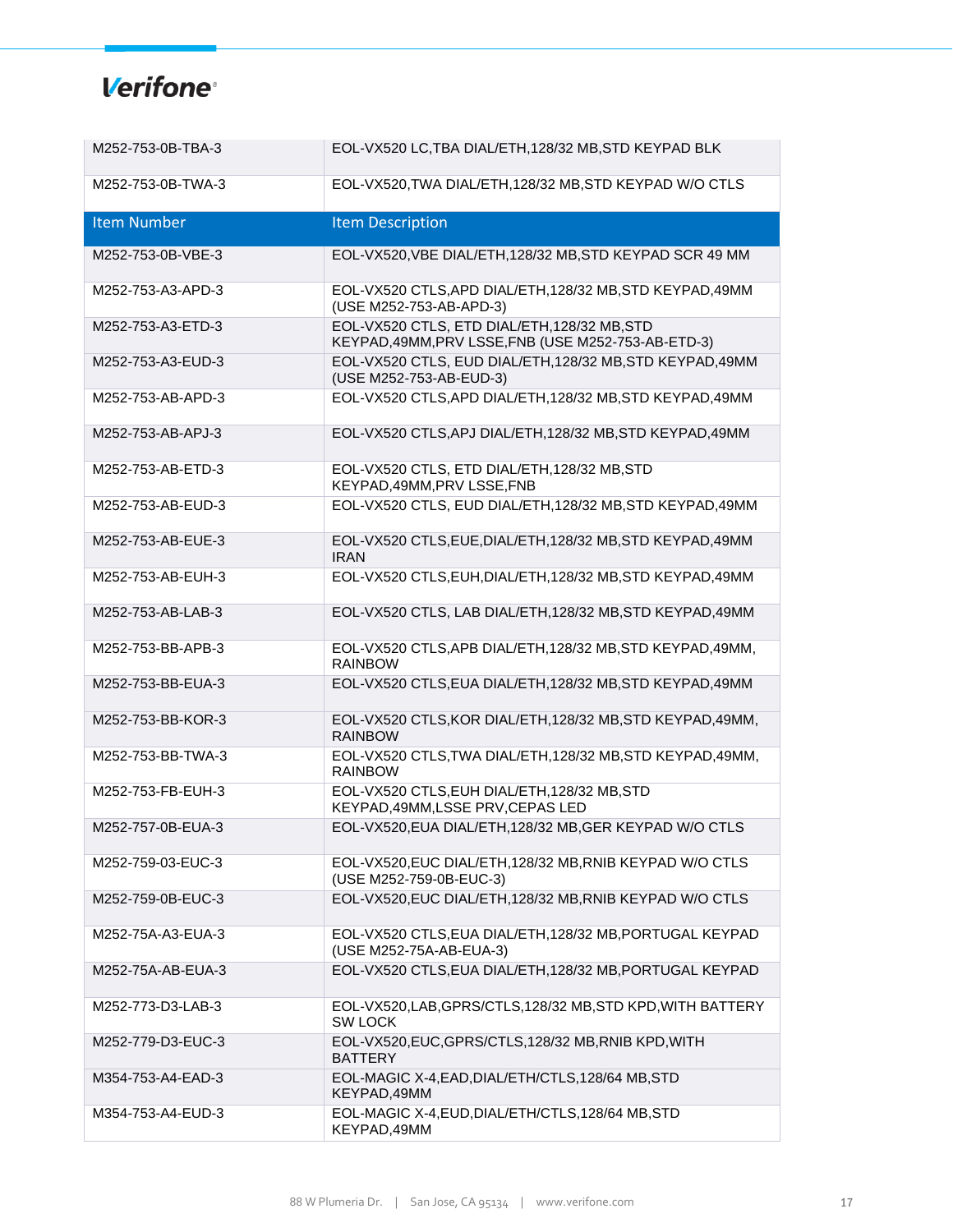| Item Number | Item Description |
|---|---|
| M252-753-0B-TBA-3 | EOL-VX520 LC,TBA DIAL/ETH,128/32 MB,STD KEYPAD BLK |
| M252-753-0B-TWA-3 | EOL-VX520,TWA DIAL/ETH,128/32 MB,STD KEYPAD W/O CTLS |
| M252-753-0B-VBE-3 | EOL-VX520,VBE DIAL/ETH,128/32 MB,STD KEYPAD SCR 49 MM |
| M252-753-A3-APD-3 | EOL-VX520 CTLS,APD DIAL/ETH,128/32 MB,STD KEYPAD,49MM (USE M252-753-AB-APD-3) |
| M252-753-A3-ETD-3 | EOL-VX520 CTLS, ETD DIAL/ETH,128/32 MB,STD KEYPAD,49MM,PRV LSSE,FNB (USE M252-753-AB-ETD-3) |
| M252-753-A3-EUD-3 | EOL-VX520 CTLS, EUD DIAL/ETH,128/32 MB,STD KEYPAD,49MM (USE M252-753-AB-EUD-3) |
| M252-753-AB-APD-3 | EOL-VX520 CTLS,APD DIAL/ETH,128/32 MB,STD KEYPAD,49MM |
| M252-753-AB-APJ-3 | EOL-VX520 CTLS,APJ DIAL/ETH,128/32 MB,STD KEYPAD,49MM |
| M252-753-AB-ETD-3 | EOL-VX520 CTLS, ETD DIAL/ETH,128/32 MB,STD KEYPAD,49MM,PRV LSSE,FNB |
| M252-753-AB-EUD-3 | EOL-VX520 CTLS, EUD DIAL/ETH,128/32 MB,STD KEYPAD,49MM |
| M252-753-AB-EUE-3 | EOL-VX520 CTLS,EUE,DIAL/ETH,128/32 MB,STD KEYPAD,49MM IRAN |
| M252-753-AB-EUH-3 | EOL-VX520 CTLS,EUH,DIAL/ETH,128/32 MB,STD KEYPAD,49MM |
| M252-753-AB-LAB-3 | EOL-VX520 CTLS, LAB DIAL/ETH,128/32 MB,STD KEYPAD,49MM |
| M252-753-BB-APB-3 | EOL-VX520 CTLS,APB DIAL/ETH,128/32 MB,STD KEYPAD,49MM, RAINBOW |
| M252-753-BB-EUA-3 | EOL-VX520 CTLS,EUA DIAL/ETH,128/32 MB,STD KEYPAD,49MM |
| M252-753-BB-KOR-3 | EOL-VX520 CTLS,KOR DIAL/ETH,128/32 MB,STD KEYPAD,49MM, RAINBOW |
| M252-753-BB-TWA-3 | EOL-VX520 CTLS,TWA DIAL/ETH,128/32 MB,STD KEYPAD,49MM, RAINBOW |
| M252-753-FB-EUH-3 | EOL-VX520 CTLS,EUH DIAL/ETH,128/32 MB,STD KEYPAD,49MM,LSSE PRV,CEPAS LED |
| M252-757-0B-EUA-3 | EOL-VX520,EUA DIAL/ETH,128/32 MB,GER KEYPAD W/O CTLS |
| M252-759-03-EUC-3 | EOL-VX520,EUC DIAL/ETH,128/32 MB,RNIB KEYPAD W/O CTLS (USE M252-759-0B-EUC-3) |
| M252-759-0B-EUC-3 | EOL-VX520,EUC DIAL/ETH,128/32 MB,RNIB KEYPAD W/O CTLS |
| M252-75A-A3-EUA-3 | EOL-VX520 CTLS,EUA DIAL/ETH,128/32 MB,PORTUGAL KEYPAD (USE M252-75A-AB-EUA-3) |
| M252-75A-AB-EUA-3 | EOL-VX520 CTLS,EUA DIAL/ETH,128/32 MB,PORTUGAL KEYPAD |
| M252-773-D3-LAB-3 | EOL-VX520,LAB,GPRS/CTLS,128/32 MB,STD KPD,WITH BATTERY SW LOCK |
| M252-779-D3-EUC-3 | EOL-VX520,EUC,GPRS/CTLS,128/32 MB,RNIB KPD,WITH BATTERY |
| M354-753-A4-EAD-3 | EOL-MAGIC X-4,EAD,DIAL/ETH/CTLS,128/64 MB,STD KEYPAD,49MM |
| M354-753-A4-EUD-3 | EOL-MAGIC X-4,EUD,DIAL/ETH/CTLS,128/64 MB,STD KEYPAD,49MM |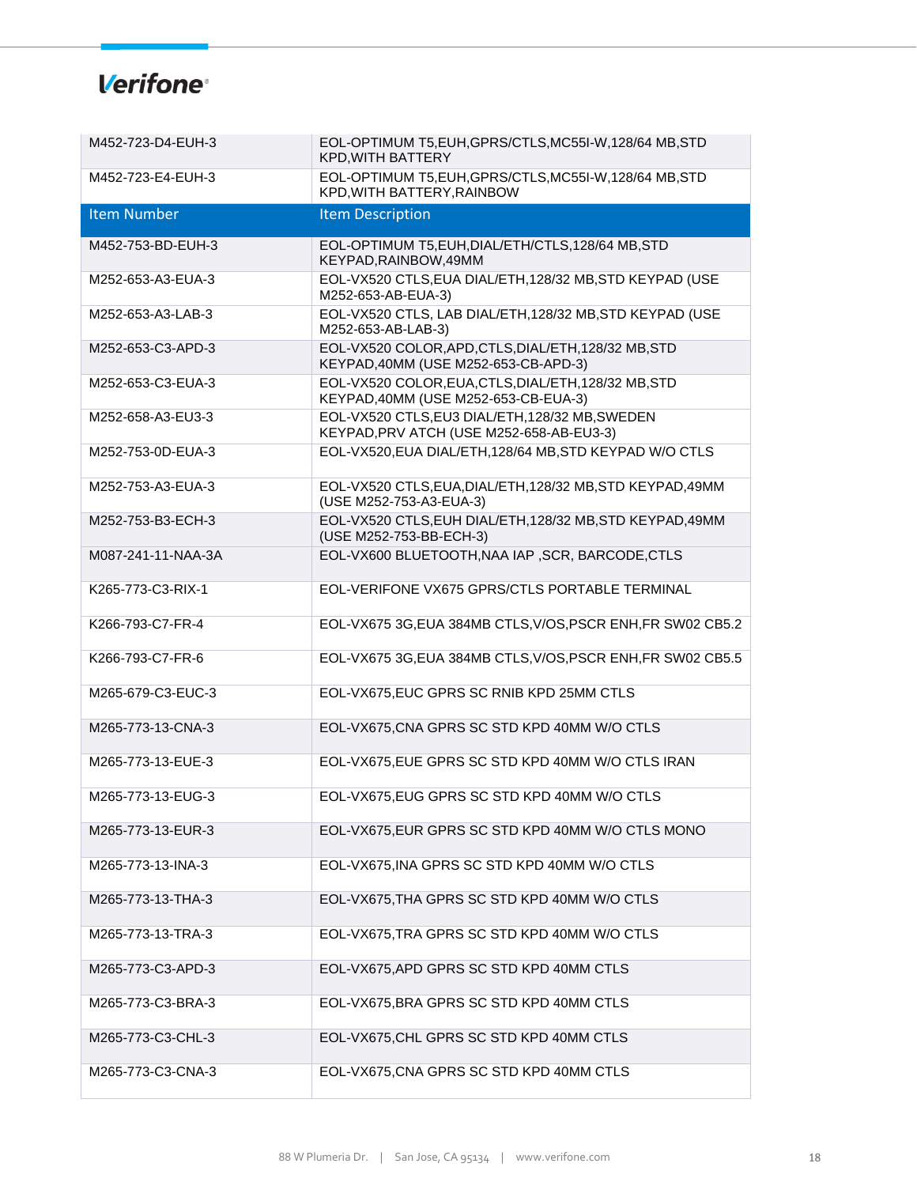| Item Number | Item Description |
|---|---|
| M452-723-D4-EUH-3 | EOL-OPTIMUM T5,EUH,GPRS/CTLS,MC55I-W,128/64 MB,STD KPD,WITH BATTERY |
| M452-723-E4-EUH-3 | EOL-OPTIMUM T5,EUH,GPRS/CTLS,MC55I-W,128/64 MB,STD KPD,WITH BATTERY,RAINBOW |
| M452-753-BD-EUH-3 | EOL-OPTIMUM T5,EUH,DIAL/ETH/CTLS,128/64 MB,STD KEYPAD,RAINBOW,49MM |
| M252-653-A3-EUA-3 | EOL-VX520 CTLS,EUA DIAL/ETH,128/32 MB,STD KEYPAD (USE M252-653-AB-EUA-3) |
| M252-653-A3-LAB-3 | EOL-VX520 CTLS, LAB DIAL/ETH,128/32 MB,STD KEYPAD (USE M252-653-AB-LAB-3) |
| M252-653-C3-APD-3 | EOL-VX520 COLOR,APD,CTLS,DIAL/ETH,128/32 MB,STD KEYPAD,40MM (USE M252-653-CB-APD-3) |
| M252-653-C3-EUA-3 | EOL-VX520 COLOR,EUA,CTLS,DIAL/ETH,128/32 MB,STD KEYPAD,40MM (USE M252-653-CB-EUA-3) |
| M252-658-A3-EU3-3 | EOL-VX520 CTLS,EU3 DIAL/ETH,128/32 MB,SWEDEN KEYPAD,PRV ATCH (USE M252-658-AB-EU3-3) |
| M252-753-0D-EUA-3 | EOL-VX520,EUA DIAL/ETH,128/64 MB,STD KEYPAD W/O CTLS |
| M252-753-A3-EUA-3 | EOL-VX520 CTLS,EUA,DIAL/ETH,128/32 MB,STD KEYPAD,49MM (USE M252-753-A3-EUA-3) |
| M252-753-B3-ECH-3 | EOL-VX520 CTLS,EUH DIAL/ETH,128/32 MB,STD KEYPAD,49MM (USE M252-753-BB-ECH-3) |
| M087-241-11-NAA-3A | EOL-VX600 BLUETOOTH,NAA IAP ,SCR, BARCODE,CTLS |
| K265-773-C3-RIX-1 | EOL-VERIFONE VX675 GPRS/CTLS PORTABLE TERMINAL |
| K266-793-C7-FR-4 | EOL-VX675 3G,EUA 384MB CTLS,V/OS,PSCR ENH,FR SW02 CB5.2 |
| K266-793-C7-FR-6 | EOL-VX675 3G,EUA 384MB CTLS,V/OS,PSCR ENH,FR SW02 CB5.5 |
| M265-679-C3-EUC-3 | EOL-VX675,EUC GPRS SC RNIB KPD 25MM CTLS |
| M265-773-13-CNA-3 | EOL-VX675,CNA GPRS SC STD KPD 40MM W/O CTLS |
| M265-773-13-EUE-3 | EOL-VX675,EUE GPRS SC STD KPD 40MM W/O CTLS IRAN |
| M265-773-13-EUG-3 | EOL-VX675,EUG GPRS SC STD KPD 40MM W/O CTLS |
| M265-773-13-EUR-3 | EOL-VX675,EUR GPRS SC STD KPD 40MM W/O CTLS MONO |
| M265-773-13-INA-3 | EOL-VX675,INA GPRS SC STD KPD 40MM W/O CTLS |
| M265-773-13-THA-3 | EOL-VX675,THA GPRS SC STD KPD 40MM W/O CTLS |
| M265-773-13-TRA-3 | EOL-VX675,TRA GPRS SC STD KPD 40MM W/O CTLS |
| M265-773-C3-APD-3 | EOL-VX675,APD GPRS SC STD KPD 40MM CTLS |
| M265-773-C3-BRA-3 | EOL-VX675,BRA GPRS SC STD KPD 40MM CTLS |
| M265-773-C3-CHL-3 | EOL-VX675,CHL GPRS SC STD KPD 40MM CTLS |
| M265-773-C3-CNA-3 | EOL-VX675,CNA GPRS SC STD KPD 40MM CTLS |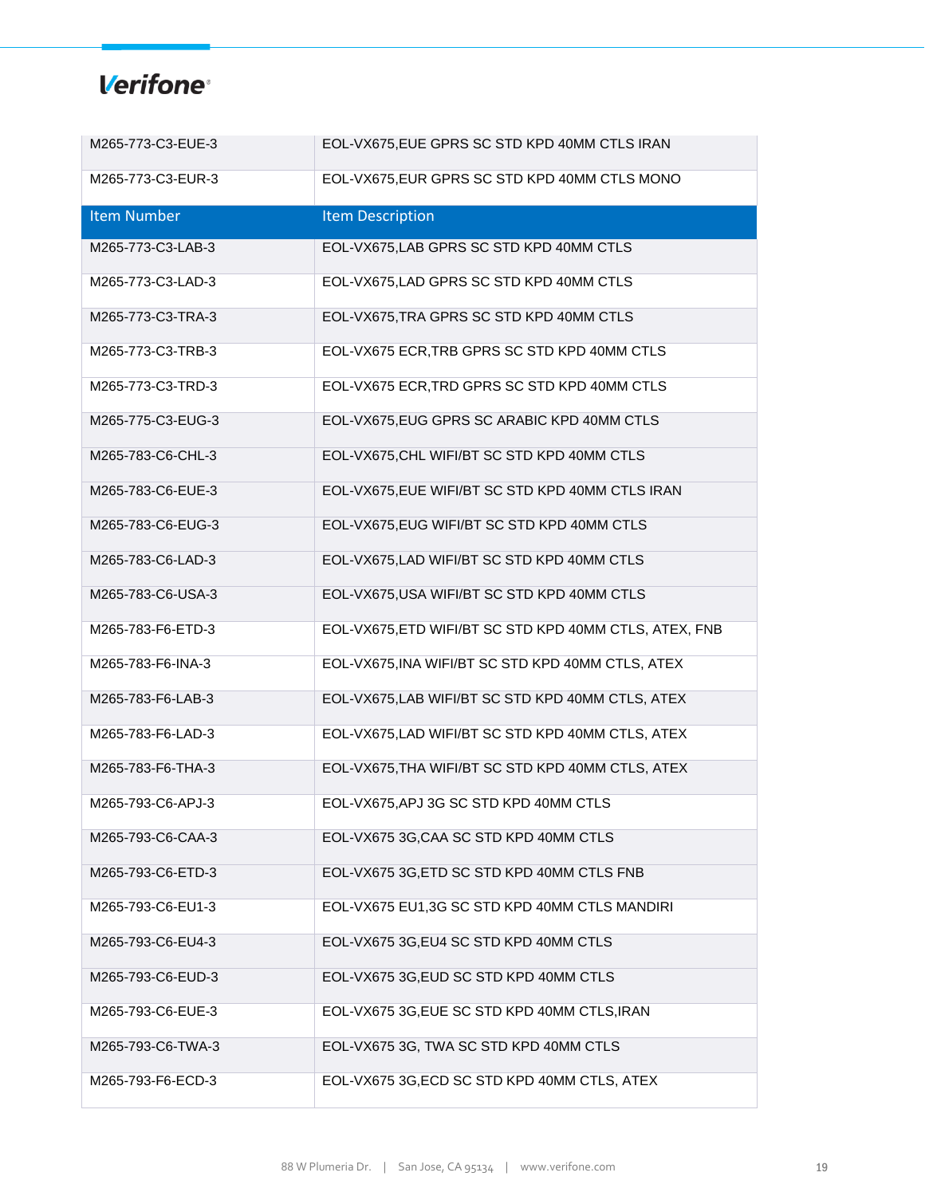| Item Number | Item Description |
|---|---|
| M265-773-C3-EUE-3 | EOL-VX675,EUE GPRS SC STD KPD 40MM CTLS IRAN |
| M265-773-C3-EUR-3 | EOL-VX675,EUR GPRS SC STD KPD 40MM CTLS MONO |
| M265-773-C3-LAB-3 | EOL-VX675,LAB GPRS SC STD KPD 40MM CTLS |
| M265-773-C3-LAD-3 | EOL-VX675,LAD GPRS SC STD KPD 40MM CTLS |
| M265-773-C3-TRA-3 | EOL-VX675,TRA GPRS SC STD KPD 40MM CTLS |
| M265-773-C3-TRB-3 | EOL-VX675 ECR,TRB GPRS SC STD KPD 40MM CTLS |
| M265-773-C3-TRD-3 | EOL-VX675 ECR,TRD GPRS SC STD KPD 40MM CTLS |
| M265-775-C3-EUG-3 | EOL-VX675,EUG GPRS SC ARABIC KPD 40MM CTLS |
| M265-783-C6-CHL-3 | EOL-VX675,CHL WIFI/BT SC STD KPD 40MM CTLS |
| M265-783-C6-EUE-3 | EOL-VX675,EUE WIFI/BT SC STD KPD 40MM CTLS IRAN |
| M265-783-C6-EUG-3 | EOL-VX675,EUG WIFI/BT SC STD KPD 40MM CTLS |
| M265-783-C6-LAD-3 | EOL-VX675,LAD WIFI/BT SC STD KPD 40MM CTLS |
| M265-783-C6-USA-3 | EOL-VX675,USA WIFI/BT SC STD KPD 40MM CTLS |
| M265-783-F6-ETD-3 | EOL-VX675,ETD WIFI/BT SC STD KPD 40MM CTLS, ATEX, FNB |
| M265-783-F6-INA-3 | EOL-VX675,INA WIFI/BT SC STD KPD 40MM CTLS, ATEX |
| M265-783-F6-LAB-3 | EOL-VX675,LAB WIFI/BT SC STD KPD 40MM CTLS, ATEX |
| M265-783-F6-LAD-3 | EOL-VX675,LAD WIFI/BT SC STD KPD 40MM CTLS, ATEX |
| M265-783-F6-THA-3 | EOL-VX675,THA WIFI/BT SC STD KPD 40MM CTLS, ATEX |
| M265-793-C6-APJ-3 | EOL-VX675,APJ 3G SC STD KPD 40MM CTLS |
| M265-793-C6-CAA-3 | EOL-VX675 3G,CAA SC STD KPD 40MM CTLS |
| M265-793-C6-ETD-3 | EOL-VX675 3G,ETD SC STD KPD 40MM CTLS FNB |
| M265-793-C6-EU1-3 | EOL-VX675 EU1,3G SC STD KPD 40MM CTLS MANDIRI |
| M265-793-C6-EU4-3 | EOL-VX675 3G,EU4 SC STD KPD 40MM CTLS |
| M265-793-C6-EUD-3 | EOL-VX675 3G,EUD SC STD KPD 40MM CTLS |
| M265-793-C6-EUE-3 | EOL-VX675 3G,EUE SC STD KPD 40MM CTLS,IRAN |
| M265-793-C6-TWA-3 | EOL-VX675 3G, TWA SC STD KPD 40MM CTLS |
| M265-793-F6-ECD-3 | EOL-VX675 3G,ECD SC STD KPD 40MM CTLS, ATEX |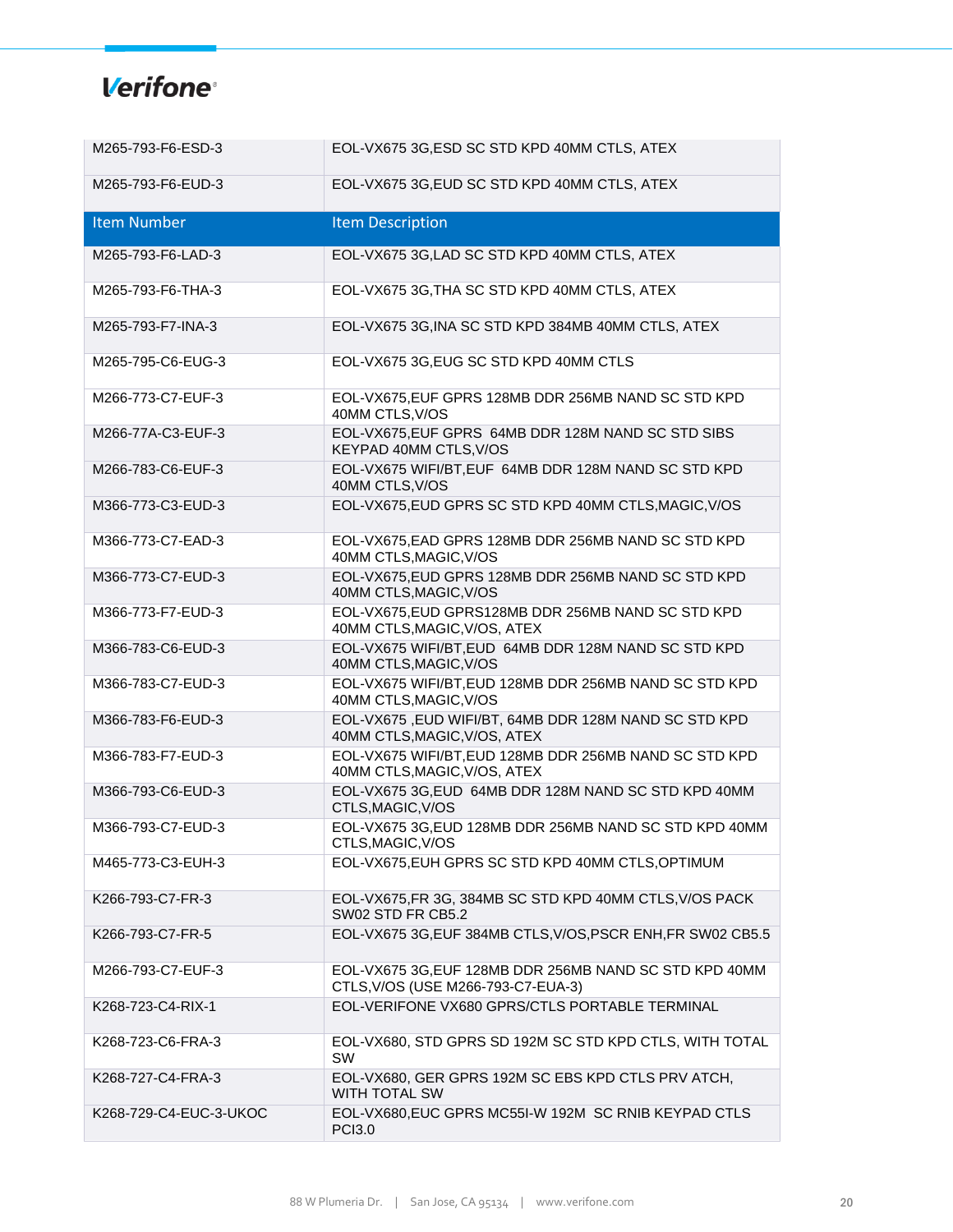| Item Number | Item Description |
|---|---|
| M265-793-F6-ESD-3 | EOL-VX675 3G,ESD SC STD KPD 40MM CTLS, ATEX |
| M265-793-F6-EUD-3 | EOL-VX675 3G,EUD SC STD KPD 40MM CTLS, ATEX |
| M265-793-F6-LAD-3 | EOL-VX675 3G,LAD SC STD KPD 40MM CTLS, ATEX |
| M265-793-F6-THA-3 | EOL-VX675 3G,THA SC STD KPD 40MM CTLS, ATEX |
| M265-793-F7-INA-3 | EOL-VX675 3G,INA SC STD KPD 384MB 40MM CTLS, ATEX |
| M265-795-C6-EUG-3 | EOL-VX675 3G,EUG SC STD KPD 40MM CTLS |
| M266-773-C7-EUF-3 | EOL-VX675,EUF GPRS 128MB DDR 256MB NAND SC STD KPD 40MM CTLS,V/OS |
| M266-77A-C3-EUF-3 | EOL-VX675,EUF GPRS 64MB DDR 128M NAND SC STD SIBS KEYPAD 40MM CTLS,V/OS |
| M266-783-C6-EUF-3 | EOL-VX675 WIFI/BT,EUF 64MB DDR 128M NAND SC STD KPD 40MM CTLS,V/OS |
| M366-773-C3-EUD-3 | EOL-VX675,EUD GPRS SC STD KPD 40MM CTLS,MAGIC,V/OS |
| M366-773-C7-EAD-3 | EOL-VX675,EAD GPRS 128MB DDR 256MB NAND SC STD KPD 40MM CTLS,MAGIC,V/OS |
| M366-773-C7-EUD-3 | EOL-VX675,EUD GPRS 128MB DDR 256MB NAND SC STD KPD 40MM CTLS,MAGIC,V/OS |
| M366-773-F7-EUD-3 | EOL-VX675,EUD GPRS128MB DDR 256MB NAND SC STD KPD 40MM CTLS,MAGIC,V/OS, ATEX |
| M366-783-C6-EUD-3 | EOL-VX675 WIFI/BT,EUD 64MB DDR 128M NAND SC STD KPD 40MM CTLS,MAGIC,V/OS |
| M366-783-C7-EUD-3 | EOL-VX675 WIFI/BT,EUD 128MB DDR 256MB NAND SC STD KPD 40MM CTLS,MAGIC,V/OS |
| M366-783-F6-EUD-3 | EOL-VX675 ,EUD WIFI/BT, 64MB DDR 128M NAND SC STD KPD 40MM CTLS,MAGIC,V/OS, ATEX |
| M366-783-F7-EUD-3 | EOL-VX675 WIFI/BT,EUD 128MB DDR 256MB NAND SC STD KPD 40MM CTLS,MAGIC,V/OS, ATEX |
| M366-793-C6-EUD-3 | EOL-VX675 3G,EUD 64MB DDR 128M NAND SC STD KPD 40MM CTLS,MAGIC,V/OS |
| M366-793-C7-EUD-3 | EOL-VX675 3G,EUD 128MB DDR 256MB NAND SC STD KPD 40MM CTLS,MAGIC,V/OS |
| M465-773-C3-EUH-3 | EOL-VX675,EUH GPRS SC STD KPD 40MM CTLS,OPTIMUM |
| K266-793-C7-FR-3 | EOL-VX675,FR 3G, 384MB SC STD KPD 40MM CTLS,V/OS PACK SW02 STD FR CB5.2 |
| K266-793-C7-FR-5 | EOL-VX675 3G,EUF 384MB CTLS,V/OS,PSCR ENH,FR SW02 CB5.5 |
| M266-793-C7-EUF-3 | EOL-VX675 3G,EUF 128MB DDR 256MB NAND SC STD KPD 40MM CTLS,V/OS (USE M266-793-C7-EUA-3) |
| K268-723-C4-RIX-1 | EOL-VERIFONE VX680 GPRS/CTLS PORTABLE TERMINAL |
| K268-723-C6-FRA-3 | EOL-VX680, STD GPRS SD 192M SC STD KPD CTLS, WITH TOTAL SW |
| K268-727-C4-FRA-3 | EOL-VX680, GER GPRS 192M SC EBS KPD CTLS PRV ATCH, WITH TOTAL SW |
| K268-729-C4-EUC-3-UKOC | EOL-VX680,EUC GPRS MC55I-W 192M SC RNIB KEYPAD CTLS PCI3.0 |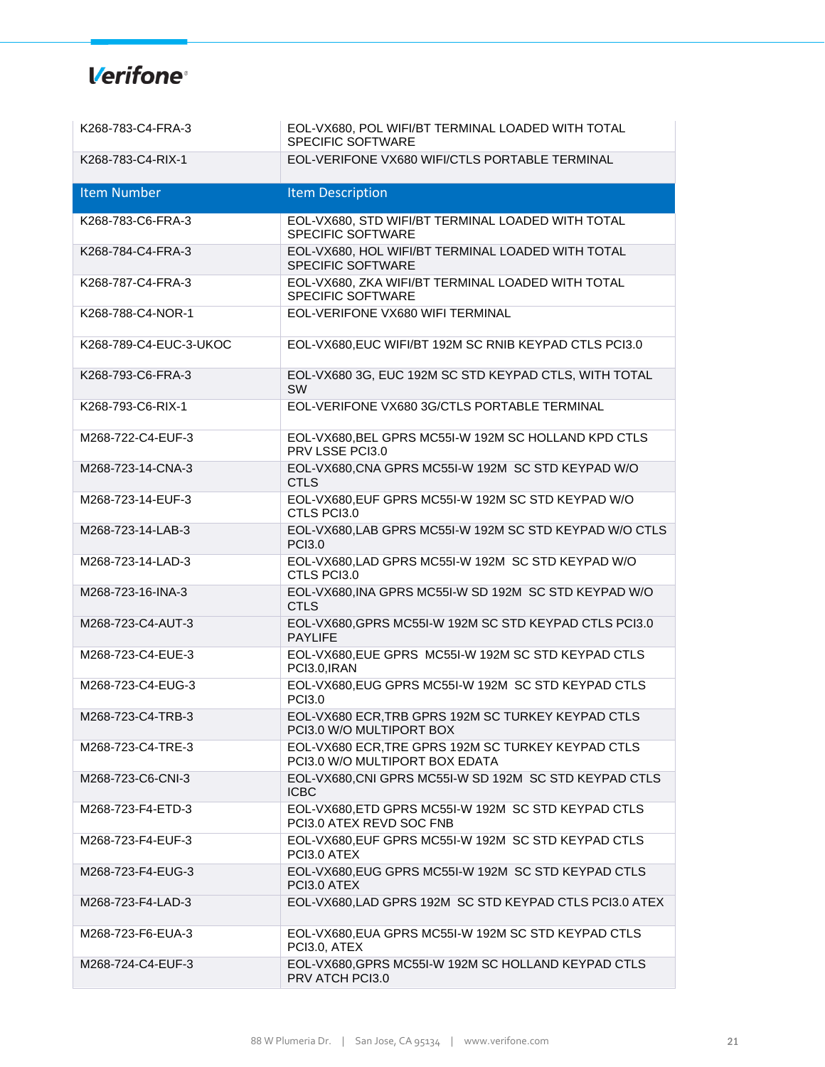| Item Number | Item Description |
|---|---|
| K268-783-C4-FRA-3 | EOL-VX680, POL WIFI/BT TERMINAL LOADED WITH TOTAL SPECIFIC SOFTWARE |
| K268-783-C4-RIX-1 | EOL-VERIFONE VX680 WIFI/CTLS PORTABLE TERMINAL |
| K268-783-C6-FRA-3 | EOL-VX680, STD WIFI/BT TERMINAL LOADED WITH TOTAL SPECIFIC SOFTWARE |
| K268-784-C4-FRA-3 | EOL-VX680, HOL WIFI/BT TERMINAL LOADED WITH TOTAL SPECIFIC SOFTWARE |
| K268-787-C4-FRA-3 | EOL-VX680, ZKA WIFI/BT TERMINAL LOADED WITH TOTAL SPECIFIC SOFTWARE |
| K268-788-C4-NOR-1 | EOL-VERIFONE VX680 WIFI TERMINAL |
| K268-789-C4-EUC-3-UKOC | EOL-VX680,EUC WIFI/BT 192M SC RNIB KEYPAD CTLS PCI3.0 |
| K268-793-C6-FRA-3 | EOL-VX680 3G, EUC 192M SC STD KEYPAD CTLS, WITH TOTAL SW |
| K268-793-C6-RIX-1 | EOL-VERIFONE VX680 3G/CTLS PORTABLE TERMINAL |
| M268-722-C4-EUF-3 | EOL-VX680,BEL GPRS MC55I-W 192M SC HOLLAND KPD CTLS PRV LSSE PCI3.0 |
| M268-723-14-CNA-3 | EOL-VX680,CNA GPRS MC55I-W 192M SC STD KEYPAD W/O CTLS |
| M268-723-14-EUF-3 | EOL-VX680,EUF GPRS MC55I-W 192M SC STD KEYPAD W/O CTLS PCI3.0 |
| M268-723-14-LAB-3 | EOL-VX680,LAB GPRS MC55I-W 192M SC STD KEYPAD W/O CTLS PCI3.0 |
| M268-723-14-LAD-3 | EOL-VX680,LAD GPRS MC55I-W 192M SC STD KEYPAD W/O CTLS PCI3.0 |
| M268-723-16-INA-3 | EOL-VX680,INA GPRS MC55I-W SD 192M SC STD KEYPAD W/O CTLS |
| M268-723-C4-AUT-3 | EOL-VX680,GPRS MC55I-W 192M SC STD KEYPAD CTLS PCI3.0 PAYLIFE |
| M268-723-C4-EUE-3 | EOL-VX680,EUE GPRS MC55I-W 192M SC STD KEYPAD CTLS PCI3.0,IRAN |
| M268-723-C4-EUG-3 | EOL-VX680,EUG GPRS MC55I-W 192M SC STD KEYPAD CTLS PCI3.0 |
| M268-723-C4-TRB-3 | EOL-VX680 ECR,TRB GPRS 192M SC TURKEY KEYPAD CTLS PCI3.0 W/O MULTIPORT BOX |
| M268-723-C4-TRE-3 | EOL-VX680 ECR,TRE GPRS 192M SC TURKEY KEYPAD CTLS PCI3.0 W/O MULTIPORT BOX EDATA |
| M268-723-C6-CNI-3 | EOL-VX680,CNI GPRS MC55I-W SD 192M SC STD KEYPAD CTLS ICBC |
| M268-723-F4-ETD-3 | EOL-VX680,ETD GPRS MC55I-W 192M SC STD KEYPAD CTLS PCI3.0 ATEX REVD SOC FNB |
| M268-723-F4-EUF-3 | EOL-VX680,EUF GPRS MC55I-W 192M SC STD KEYPAD CTLS PCI3.0 ATEX |
| M268-723-F4-EUG-3 | EOL-VX680,EUG GPRS MC55I-W 192M SC STD KEYPAD CTLS PCI3.0 ATEX |
| M268-723-F4-LAD-3 | EOL-VX680,LAD GPRS 192M SC STD KEYPAD CTLS PCI3.0 ATEX |
| M268-723-F6-EUA-3 | EOL-VX680,EUA GPRS MC55I-W 192M SC STD KEYPAD CTLS PCI3.0, ATEX |
| M268-724-C4-EUF-3 | EOL-VX680,GPRS MC55I-W 192M SC HOLLAND KEYPAD CTLS PRV ATCH PCI3.0 |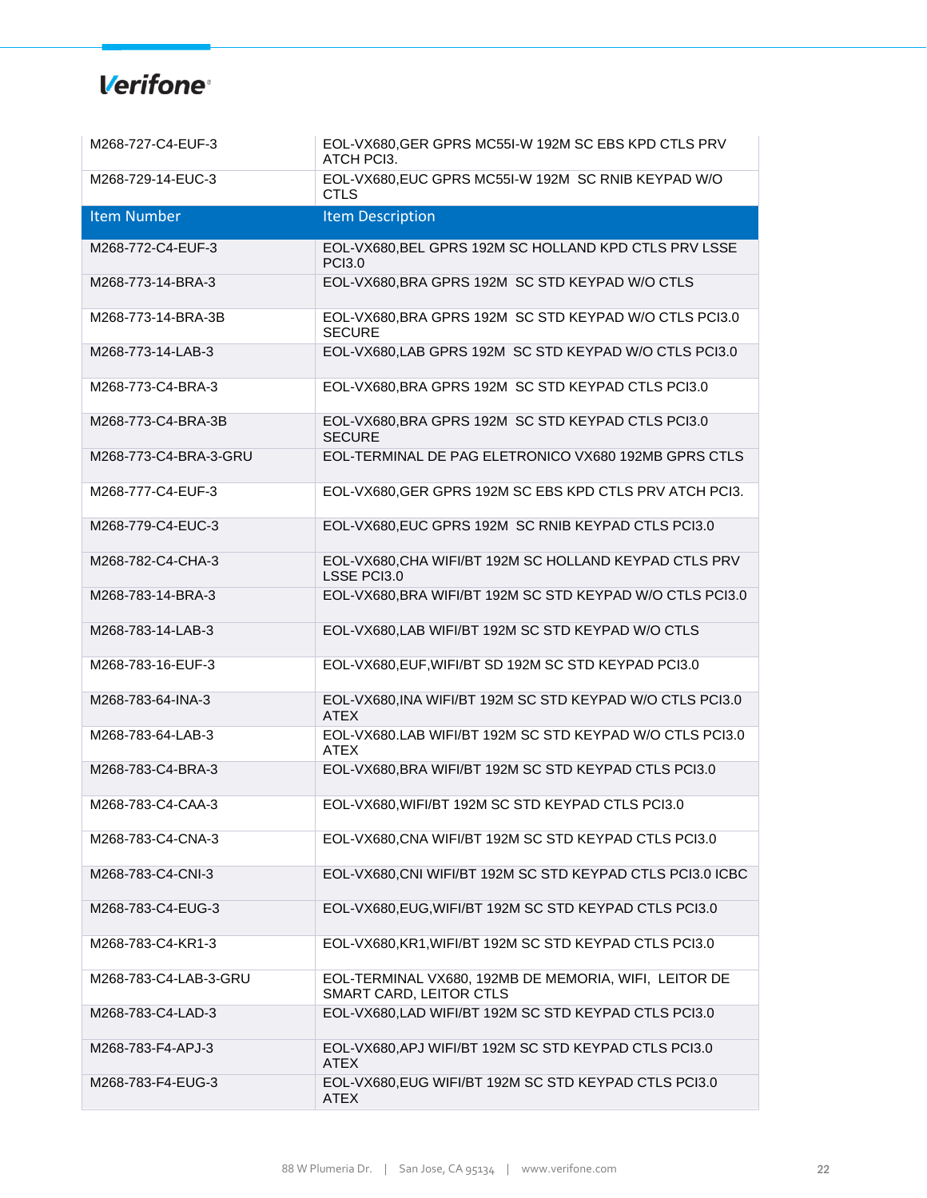| Item Number | Item Description |
|---|---|
| M268-727-C4-EUF-3 | EOL-VX680,GER GPRS MC55I-W 192M SC EBS KPD CTLS PRV ATCH PCI3. |
| M268-729-14-EUC-3 | EOL-VX680,EUC GPRS MC55I-W 192M SC RNIB KEYPAD W/O CTLS |
| M268-772-C4-EUF-3 | EOL-VX680,BEL GPRS 192M SC HOLLAND KPD CTLS PRV LSSE PCI3.0 |
| M268-773-14-BRA-3 | EOL-VX680,BRA GPRS 192M SC STD KEYPAD W/O CTLS |
| M268-773-14-BRA-3B | EOL-VX680,BRA GPRS 192M SC STD KEYPAD W/O CTLS PCI3.0 SECURE |
| M268-773-14-LAB-3 | EOL-VX680,LAB GPRS 192M SC STD KEYPAD W/O CTLS PCI3.0 |
| M268-773-C4-BRA-3 | EOL-VX680,BRA GPRS 192M SC STD KEYPAD CTLS PCI3.0 |
| M268-773-C4-BRA-3B | EOL-VX680,BRA GPRS 192M SC STD KEYPAD CTLS PCI3.0 SECURE |
| M268-773-C4-BRA-3-GRU | EOL-TERMINAL DE PAG ELETRONICO VX680 192MB GPRS CTLS |
| M268-777-C4-EUF-3 | EOL-VX680,GER GPRS 192M SC EBS KPD CTLS PRV ATCH PCI3. |
| M268-779-C4-EUC-3 | EOL-VX680,EUC GPRS 192M SC RNIB KEYPAD CTLS PCI3.0 |
| M268-782-C4-CHA-3 | EOL-VX680,CHA WIFI/BT 192M SC HOLLAND KEYPAD CTLS PRV LSSE PCI3.0 |
| M268-783-14-BRA-3 | EOL-VX680,BRA WIFI/BT 192M SC STD KEYPAD W/O CTLS PCI3.0 |
| M268-783-14-LAB-3 | EOL-VX680,LAB WIFI/BT 192M SC STD KEYPAD W/O CTLS |
| M268-783-16-EUF-3 | EOL-VX680,EUF,WIFI/BT SD 192M SC STD KEYPAD PCI3.0 |
| M268-783-64-INA-3 | EOL-VX680,INA WIFI/BT 192M SC STD KEYPAD W/O CTLS PCI3.0 ATEX |
| M268-783-64-LAB-3 | EOL-VX680.LAB WIFI/BT 192M SC STD KEYPAD W/O CTLS PCI3.0 ATEX |
| M268-783-C4-BRA-3 | EOL-VX680,BRA WIFI/BT 192M SC STD KEYPAD CTLS PCI3.0 |
| M268-783-C4-CAA-3 | EOL-VX680,WIFI/BT 192M SC STD KEYPAD CTLS PCI3.0 |
| M268-783-C4-CNA-3 | EOL-VX680,CNA WIFI/BT 192M SC STD KEYPAD CTLS PCI3.0 |
| M268-783-C4-CNI-3 | EOL-VX680,CNI WIFI/BT 192M SC STD KEYPAD CTLS PCI3.0 ICBC |
| M268-783-C4-EUG-3 | EOL-VX680,EUG,WIFI/BT 192M SC STD KEYPAD CTLS PCI3.0 |
| M268-783-C4-KR1-3 | EOL-VX680,KR1,WIFI/BT 192M SC STD KEYPAD CTLS PCI3.0 |
| M268-783-C4-LAB-3-GRU | EOL-TERMINAL VX680, 192MB DE MEMORIA, WIFI, LEITOR DE SMART CARD, LEITOR CTLS |
| M268-783-C4-LAD-3 | EOL-VX680,LAD WIFI/BT 192M SC STD KEYPAD CTLS PCI3.0 |
| M268-783-F4-APJ-3 | EOL-VX680,APJ WIFI/BT 192M SC STD KEYPAD CTLS PCI3.0 ATEX |
| M268-783-F4-EUG-3 | EOL-VX680,EUG WIFI/BT 192M SC STD KEYPAD CTLS PCI3.0 ATEX |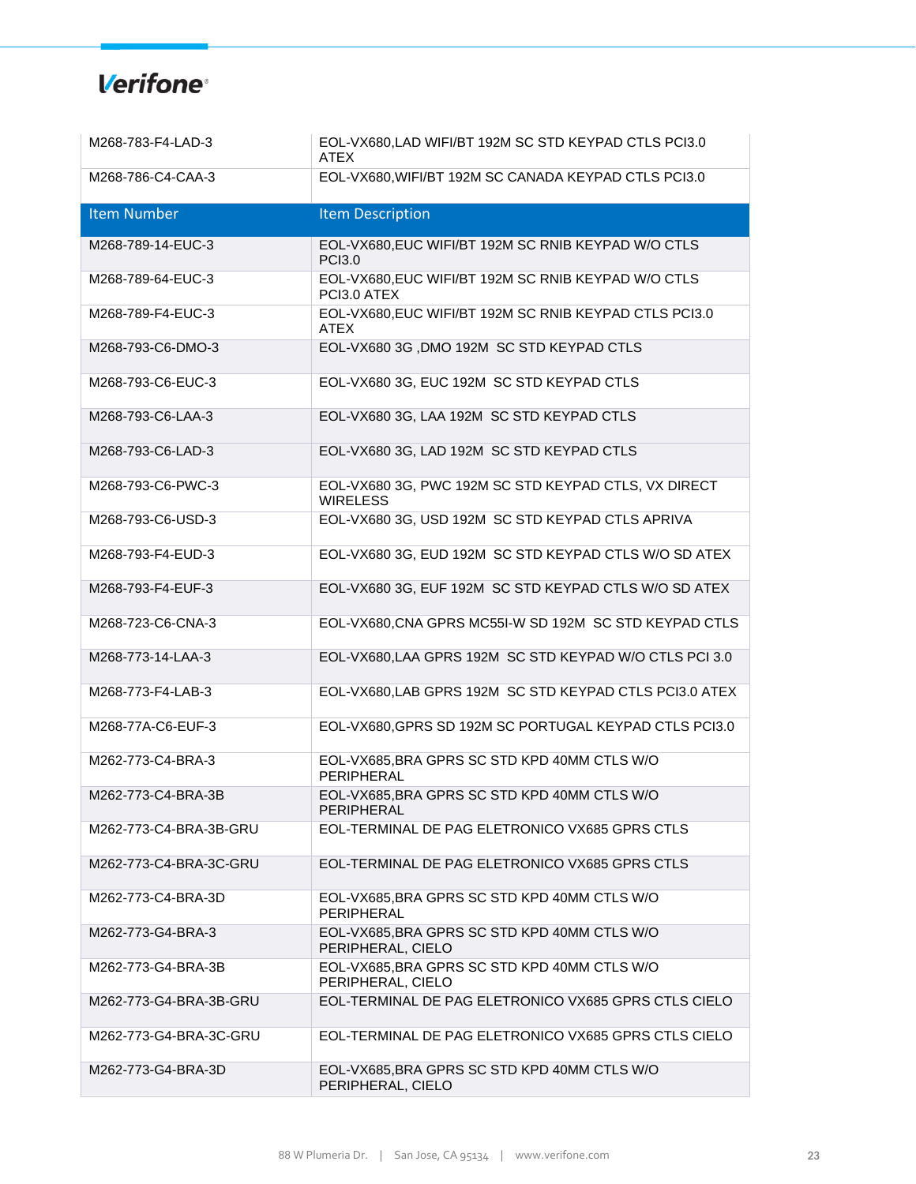| Item Number | Item Description |
|---|---|
| M268-783-F4-LAD-3 | EOL-VX680,LAD WIFI/BT 192M SC STD KEYPAD CTLS PCI3.0 ATEX |
| M268-786-C4-CAA-3 | EOL-VX680,WIFI/BT 192M SC CANADA KEYPAD CTLS PCI3.0 |
| M268-789-14-EUC-3 | EOL-VX680,EUC WIFI/BT 192M SC RNIB KEYPAD W/O CTLS PCI3.0 |
| M268-789-64-EUC-3 | EOL-VX680,EUC WIFI/BT 192M SC RNIB KEYPAD W/O CTLS PCI3.0 ATEX |
| M268-789-F4-EUC-3 | EOL-VX680,EUC WIFI/BT 192M SC RNIB KEYPAD CTLS PCI3.0 ATEX |
| M268-793-C6-DMO-3 | EOL-VX680 3G ,DMO 192M SC STD KEYPAD CTLS |
| M268-793-C6-EUC-3 | EOL-VX680 3G, EUC 192M SC STD KEYPAD CTLS |
| M268-793-C6-LAA-3 | EOL-VX680 3G, LAA 192M SC STD KEYPAD CTLS |
| M268-793-C6-LAD-3 | EOL-VX680 3G, LAD 192M SC STD KEYPAD CTLS |
| M268-793-C6-PWC-3 | EOL-VX680 3G, PWC 192M SC STD KEYPAD CTLS, VX DIRECT WIRELESS |
| M268-793-C6-USD-3 | EOL-VX680 3G, USD 192M SC STD KEYPAD CTLS APRIVA |
| M268-793-F4-EUD-3 | EOL-VX680 3G, EUD 192M SC STD KEYPAD CTLS W/O SD ATEX |
| M268-793-F4-EUF-3 | EOL-VX680 3G, EUF 192M SC STD KEYPAD CTLS W/O SD ATEX |
| M268-723-C6-CNA-3 | EOL-VX680,CNA GPRS MC55I-W SD 192M SC STD KEYPAD CTLS |
| M268-773-14-LAA-3 | EOL-VX680,LAA GPRS 192M SC STD KEYPAD W/O CTLS PCI 3.0 |
| M268-773-F4-LAB-3 | EOL-VX680,LAB GPRS 192M SC STD KEYPAD CTLS PCI3.0 ATEX |
| M268-77A-C6-EUF-3 | EOL-VX680,GPRS SD 192M SC PORTUGAL KEYPAD CTLS PCI3.0 |
| M262-773-C4-BRA-3 | EOL-VX685,BRA GPRS SC STD KPD 40MM CTLS W/O PERIPHERAL |
| M262-773-C4-BRA-3B | EOL-VX685,BRA GPRS SC STD KPD 40MM CTLS W/O PERIPHERAL |
| M262-773-C4-BRA-3B-GRU | EOL-TERMINAL DE PAG ELETRONICO VX685 GPRS CTLS |
| M262-773-C4-BRA-3C-GRU | EOL-TERMINAL DE PAG ELETRONICO VX685 GPRS CTLS |
| M262-773-C4-BRA-3D | EOL-VX685,BRA GPRS SC STD KPD 40MM CTLS W/O PERIPHERAL |
| M262-773-G4-BRA-3 | EOL-VX685,BRA GPRS SC STD KPD 40MM CTLS W/O PERIPHERAL, CIELO |
| M262-773-G4-BRA-3B | EOL-VX685,BRA GPRS SC STD KPD 40MM CTLS W/O PERIPHERAL, CIELO |
| M262-773-G4-BRA-3B-GRU | EOL-TERMINAL DE PAG ELETRONICO VX685 GPRS CTLS CIELO |
| M262-773-G4-BRA-3C-GRU | EOL-TERMINAL DE PAG ELETRONICO VX685 GPRS CTLS CIELO |
| M262-773-G4-BRA-3D | EOL-VX685,BRA GPRS SC STD KPD 40MM CTLS W/O PERIPHERAL, CIELO |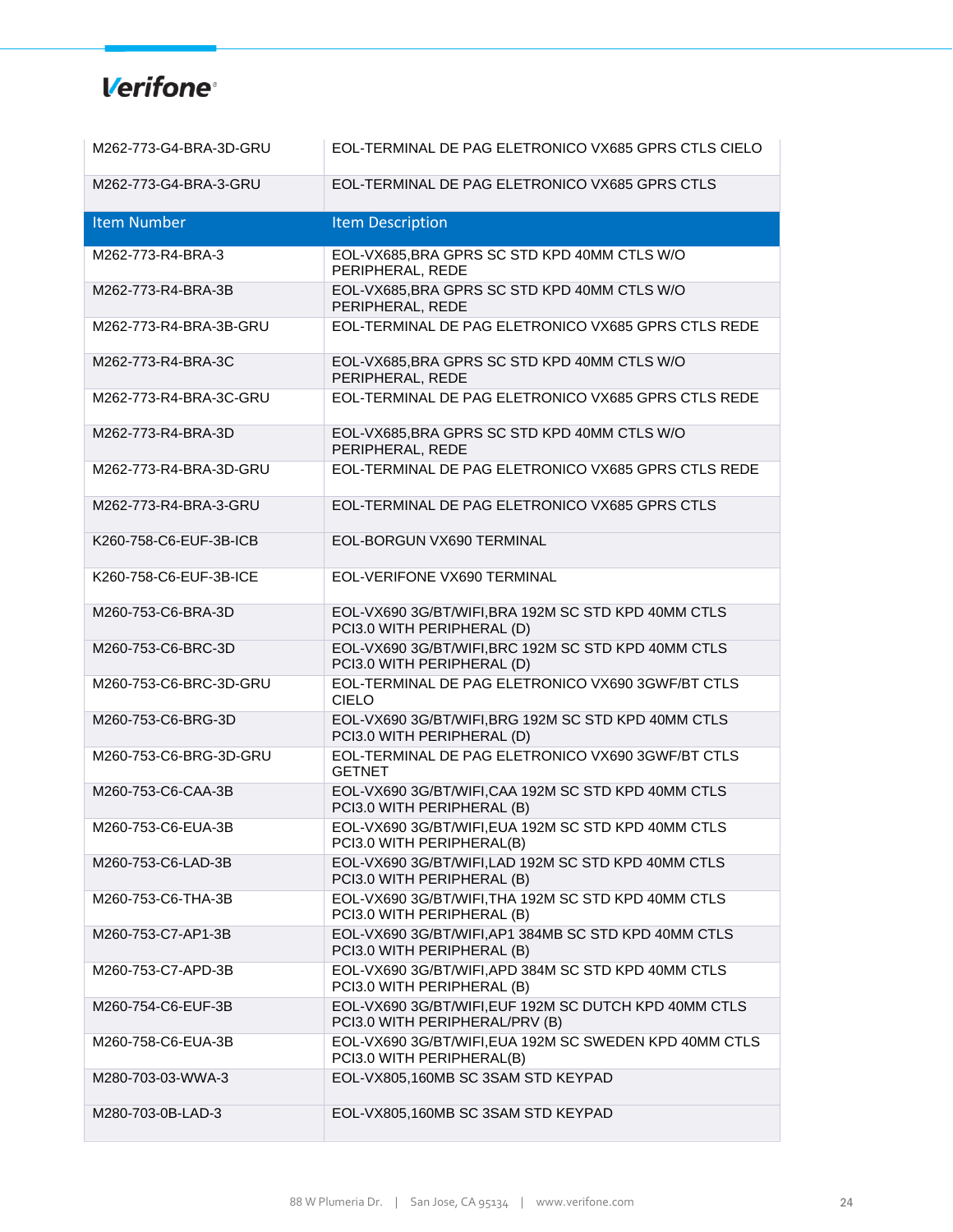| Item Number | Item Description |
|---|---|
| M262-773-G4-BRA-3D-GRU | EOL-TERMINAL DE PAG ELETRONICO VX685 GPRS CTLS CIELO |
| M262-773-G4-BRA-3-GRU | EOL-TERMINAL DE PAG ELETRONICO VX685 GPRS CTLS |
| M262-773-R4-BRA-3 | EOL-VX685,BRA GPRS SC STD KPD 40MM CTLS W/O PERIPHERAL, REDE |
| M262-773-R4-BRA-3B | EOL-VX685,BRA GPRS SC STD KPD 40MM CTLS W/O PERIPHERAL, REDE |
| M262-773-R4-BRA-3B-GRU | EOL-TERMINAL DE PAG ELETRONICO VX685 GPRS CTLS REDE |
| M262-773-R4-BRA-3C | EOL-VX685,BRA GPRS SC STD KPD 40MM CTLS W/O PERIPHERAL, REDE |
| M262-773-R4-BRA-3C-GRU | EOL-TERMINAL DE PAG ELETRONICO VX685 GPRS CTLS REDE |
| M262-773-R4-BRA-3D | EOL-VX685,BRA GPRS SC STD KPD 40MM CTLS W/O PERIPHERAL, REDE |
| M262-773-R4-BRA-3D-GRU | EOL-TERMINAL DE PAG ELETRONICO VX685 GPRS CTLS REDE |
| M262-773-R4-BRA-3-GRU | EOL-TERMINAL DE PAG ELETRONICO VX685 GPRS CTLS |
| K260-758-C6-EUF-3B-ICB | EOL-BORGUN VX690 TERMINAL |
| K260-758-C6-EUF-3B-ICE | EOL-VERIFONE VX690 TERMINAL |
| M260-753-C6-BRA-3D | EOL-VX690 3G/BT/WIFI,BRA 192M SC STD KPD 40MM CTLS PCI3.0 WITH PERIPHERAL (D) |
| M260-753-C6-BRC-3D | EOL-VX690 3G/BT/WIFI,BRC 192M SC STD KPD 40MM CTLS PCI3.0 WITH PERIPHERAL (D) |
| M260-753-C6-BRC-3D-GRU | EOL-TERMINAL DE PAG ELETRONICO VX690 3GWF/BT CTLS CIELO |
| M260-753-C6-BRG-3D | EOL-VX690 3G/BT/WIFI,BRG 192M SC STD KPD 40MM CTLS PCI3.0 WITH PERIPHERAL (D) |
| M260-753-C6-BRG-3D-GRU | EOL-TERMINAL DE PAG ELETRONICO VX690 3GWF/BT CTLS GETNET |
| M260-753-C6-CAA-3B | EOL-VX690 3G/BT/WIFI,CAA 192M SC STD KPD 40MM CTLS PCI3.0 WITH PERIPHERAL (B) |
| M260-753-C6-EUA-3B | EOL-VX690 3G/BT/WIFI,EUA 192M SC STD KPD 40MM CTLS PCI3.0 WITH PERIPHERAL(B) |
| M260-753-C6-LAD-3B | EOL-VX690 3G/BT/WIFI,LAD 192M SC STD KPD 40MM CTLS PCI3.0 WITH PERIPHERAL (B) |
| M260-753-C6-THA-3B | EOL-VX690 3G/BT/WIFI,THA 192M SC STD KPD 40MM CTLS PCI3.0 WITH PERIPHERAL (B) |
| M260-753-C7-AP1-3B | EOL-VX690 3G/BT/WIFI,AP1 384MB SC STD KPD 40MM CTLS PCI3.0 WITH PERIPHERAL (B) |
| M260-753-C7-APD-3B | EOL-VX690 3G/BT/WIFI,APD 384M SC STD KPD 40MM CTLS PCI3.0 WITH PERIPHERAL (B) |
| M260-754-C6-EUF-3B | EOL-VX690 3G/BT/WIFI,EUF 192M SC DUTCH KPD 40MM CTLS PCI3.0 WITH PERIPHERAL/PRV (B) |
| M260-758-C6-EUA-3B | EOL-VX690 3G/BT/WIFI,EUA 192M SC SWEDEN KPD 40MM CTLS PCI3.0 WITH PERIPHERAL(B) |
| M280-703-03-WWA-3 | EOL-VX805,160MB SC 3SAM STD KEYPAD |
| M280-703-0B-LAD-3 | EOL-VX805,160MB SC 3SAM STD KEYPAD |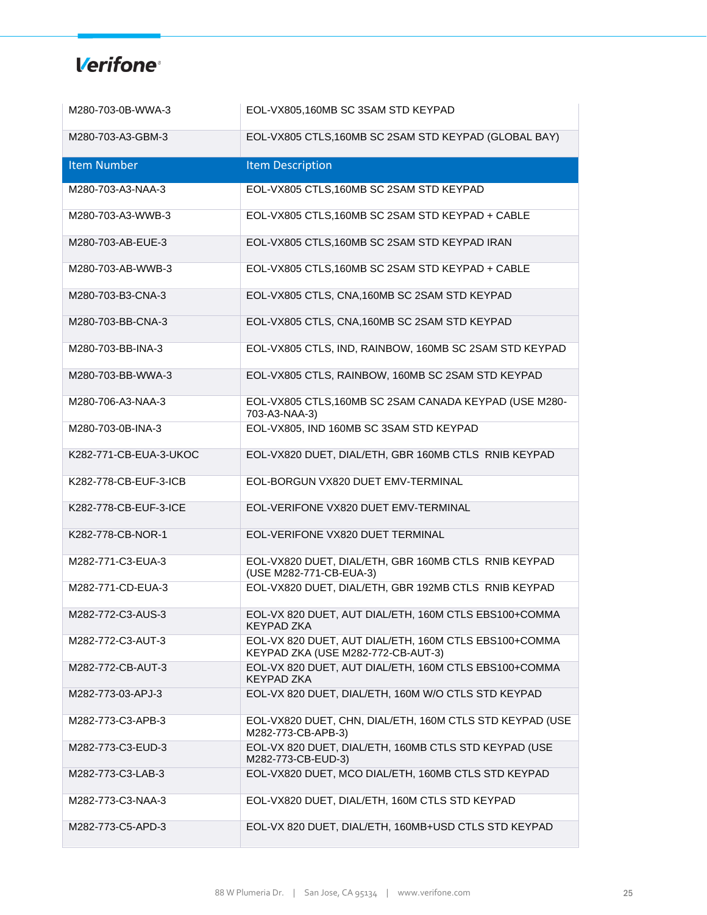| Item Number | Item Description |
|---|---|
| M280-703-0B-WWA-3 | EOL-VX805,160MB SC 3SAM STD KEYPAD |
| M280-703-A3-GBM-3 | EOL-VX805 CTLS,160MB SC 2SAM STD KEYPAD (GLOBAL BAY) |
| M280-703-A3-NAA-3 | EOL-VX805 CTLS,160MB SC 2SAM STD KEYPAD |
| M280-703-A3-WWB-3 | EOL-VX805 CTLS,160MB SC 2SAM STD KEYPAD + CABLE |
| M280-703-AB-EUE-3 | EOL-VX805 CTLS,160MB SC 2SAM STD KEYPAD IRAN |
| M280-703-AB-WWB-3 | EOL-VX805 CTLS,160MB SC 2SAM STD KEYPAD + CABLE |
| M280-703-B3-CNA-3 | EOL-VX805 CTLS, CNA,160MB SC 2SAM STD KEYPAD |
| M280-703-BB-CNA-3 | EOL-VX805 CTLS, CNA,160MB SC 2SAM STD KEYPAD |
| M280-703-BB-INA-3 | EOL-VX805 CTLS, IND, RAINBOW, 160MB SC 2SAM STD KEYPAD |
| M280-703-BB-WWA-3 | EOL-VX805 CTLS, RAINBOW, 160MB SC 2SAM STD KEYPAD |
| M280-706-A3-NAA-3 | EOL-VX805 CTLS,160MB SC 2SAM CANADA KEYPAD (USE M280-703-A3-NAA-3) |
| M280-703-0B-INA-3 | EOL-VX805, IND 160MB SC 3SAM STD KEYPAD |
| K282-771-CB-EUA-3-UKOC | EOL-VX820 DUET, DIAL/ETH, GBR 160MB CTLS RNIB KEYPAD |
| K282-778-CB-EUF-3-ICB | EOL-BORGUN VX820 DUET EMV-TERMINAL |
| K282-778-CB-EUF-3-ICE | EOL-VERIFONE VX820 DUET EMV-TERMINAL |
| K282-778-CB-NOR-1 | EOL-VERIFONE VX820 DUET TERMINAL |
| M282-771-C3-EUA-3 | EOL-VX820 DUET, DIAL/ETH, GBR 160MB CTLS RNIB KEYPAD (USE M282-771-CB-EUA-3) |
| M282-771-CD-EUA-3 | EOL-VX820 DUET, DIAL/ETH, GBR 192MB CTLS RNIB KEYPAD |
| M282-772-C3-AUS-3 | EOL-VX 820 DUET, AUT DIAL/ETH, 160M CTLS EBS100+COMMA KEYPAD ZKA |
| M282-772-C3-AUT-3 | EOL-VX 820 DUET, AUT DIAL/ETH, 160M CTLS EBS100+COMMA KEYPAD ZKA (USE M282-772-CB-AUT-3) |
| M282-772-CB-AUT-3 | EOL-VX 820 DUET, AUT DIAL/ETH, 160M CTLS EBS100+COMMA KEYPAD ZKA |
| M282-773-03-APJ-3 | EOL-VX 820 DUET, DIAL/ETH, 160M W/O CTLS STD KEYPAD |
| M282-773-C3-APB-3 | EOL-VX820 DUET, CHN, DIAL/ETH, 160M CTLS STD KEYPAD (USE M282-773-CB-APB-3) |
| M282-773-C3-EUD-3 | EOL-VX 820 DUET, DIAL/ETH, 160MB CTLS STD KEYPAD (USE M282-773-CB-EUD-3) |
| M282-773-C3-LAB-3 | EOL-VX820 DUET, MCO DIAL/ETH, 160MB CTLS STD KEYPAD |
| M282-773-C3-NAA-3 | EOL-VX820 DUET, DIAL/ETH, 160M CTLS STD KEYPAD |
| M282-773-C5-APD-3 | EOL-VX 820 DUET, DIAL/ETH, 160MB+USD CTLS STD KEYPAD |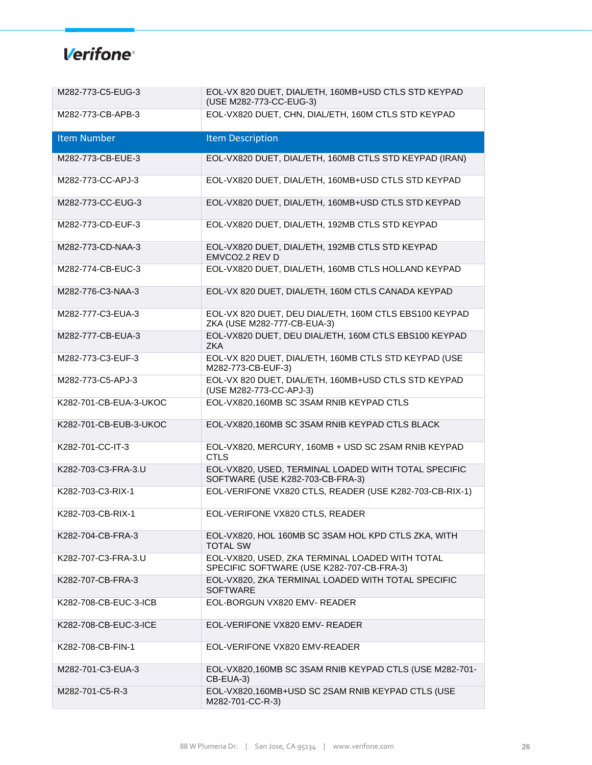| Item Number | Item Description |
|---|---|
| M282-773-C5-EUG-3 | EOL-VX 820 DUET, DIAL/ETH, 160MB+USD CTLS STD KEYPAD (USE M282-773-CC-EUG-3) |
| M282-773-CB-APB-3 | EOL-VX820 DUET, CHN, DIAL/ETH, 160M CTLS STD KEYPAD |
| M282-773-CB-EUE-3 | EOL-VX820 DUET, DIAL/ETH, 160MB CTLS STD KEYPAD (IRAN) |
| M282-773-CC-APJ-3 | EOL-VX820 DUET, DIAL/ETH, 160MB+USD CTLS STD KEYPAD |
| M282-773-CC-EUG-3 | EOL-VX820 DUET, DIAL/ETH, 160MB+USD CTLS STD KEYPAD |
| M282-773-CD-EUF-3 | EOL-VX820 DUET, DIAL/ETH, 192MB CTLS STD KEYPAD |
| M282-773-CD-NAA-3 | EOL-VX820 DUET, DIAL/ETH, 192MB CTLS STD KEYPAD EMVCO2.2 REV D |
| M282-774-CB-EUC-3 | EOL-VX820 DUET, DIAL/ETH, 160MB CTLS HOLLAND KEYPAD |
| M282-776-C3-NAA-3 | EOL-VX 820 DUET, DIAL/ETH, 160M CTLS CANADA KEYPAD |
| M282-777-C3-EUA-3 | EOL-VX 820 DUET, DEU DIAL/ETH, 160M CTLS EBS100 KEYPAD ZKA (USE M282-777-CB-EUA-3) |
| M282-777-CB-EUA-3 | EOL-VX820 DUET, DEU DIAL/ETH, 160M CTLS EBS100 KEYPAD ZKA |
| M282-773-C3-EUF-3 | EOL-VX 820 DUET, DIAL/ETH, 160MB CTLS STD KEYPAD (USE M282-773-CB-EUF-3) |
| M282-773-C5-APJ-3 | EOL-VX 820 DUET, DIAL/ETH, 160MB+USD CTLS STD KEYPAD (USE M282-773-CC-APJ-3) |
| K282-701-CB-EUA-3-UKOC | EOL-VX820,160MB SC 3SAM RNIB KEYPAD CTLS |
| K282-701-CB-EUB-3-UKOC | EOL-VX820,160MB SC 3SAM RNIB KEYPAD CTLS BLACK |
| K282-701-CC-IT-3 | EOL-VX820, MERCURY, 160MB + USD SC 2SAM RNIB KEYPAD CTLS |
| K282-703-C3-FRA-3.U | EOL-VX820, USED, TERMINAL LOADED WITH TOTAL SPECIFIC SOFTWARE (USE K282-703-CB-FRA-3) |
| K282-703-C3-RIX-1 | EOL-VERIFONE VX820 CTLS, READER (USE K282-703-CB-RIX-1) |
| K282-703-CB-RIX-1 | EOL-VERIFONE VX820 CTLS, READER |
| K282-704-CB-FRA-3 | EOL-VX820, HOL 160MB SC 3SAM HOL KPD CTLS ZKA, WITH TOTAL SW |
| K282-707-C3-FRA-3.U | EOL-VX820, USED, ZKA TERMINAL LOADED WITH TOTAL SPECIFIC SOFTWARE (USE K282-707-CB-FRA-3) |
| K282-707-CB-FRA-3 | EOL-VX820, ZKA TERMINAL LOADED WITH TOTAL SPECIFIC SOFTWARE |
| K282-708-CB-EUC-3-ICB | EOL-BORGUN VX820 EMV- READER |
| K282-708-CB-EUC-3-ICE | EOL-VERIFONE VX820 EMV- READER |
| K282-708-CB-FIN-1 | EOL-VERIFONE VX820 EMV-READER |
| M282-701-C3-EUA-3 | EOL-VX820,160MB SC 3SAM RNIB KEYPAD CTLS (USE M282-701-CB-EUA-3) |
| M282-701-C5-R-3 | EOL-VX820,160MB+USD SC 2SAM RNIB KEYPAD CTLS (USE M282-701-CC-R-3) |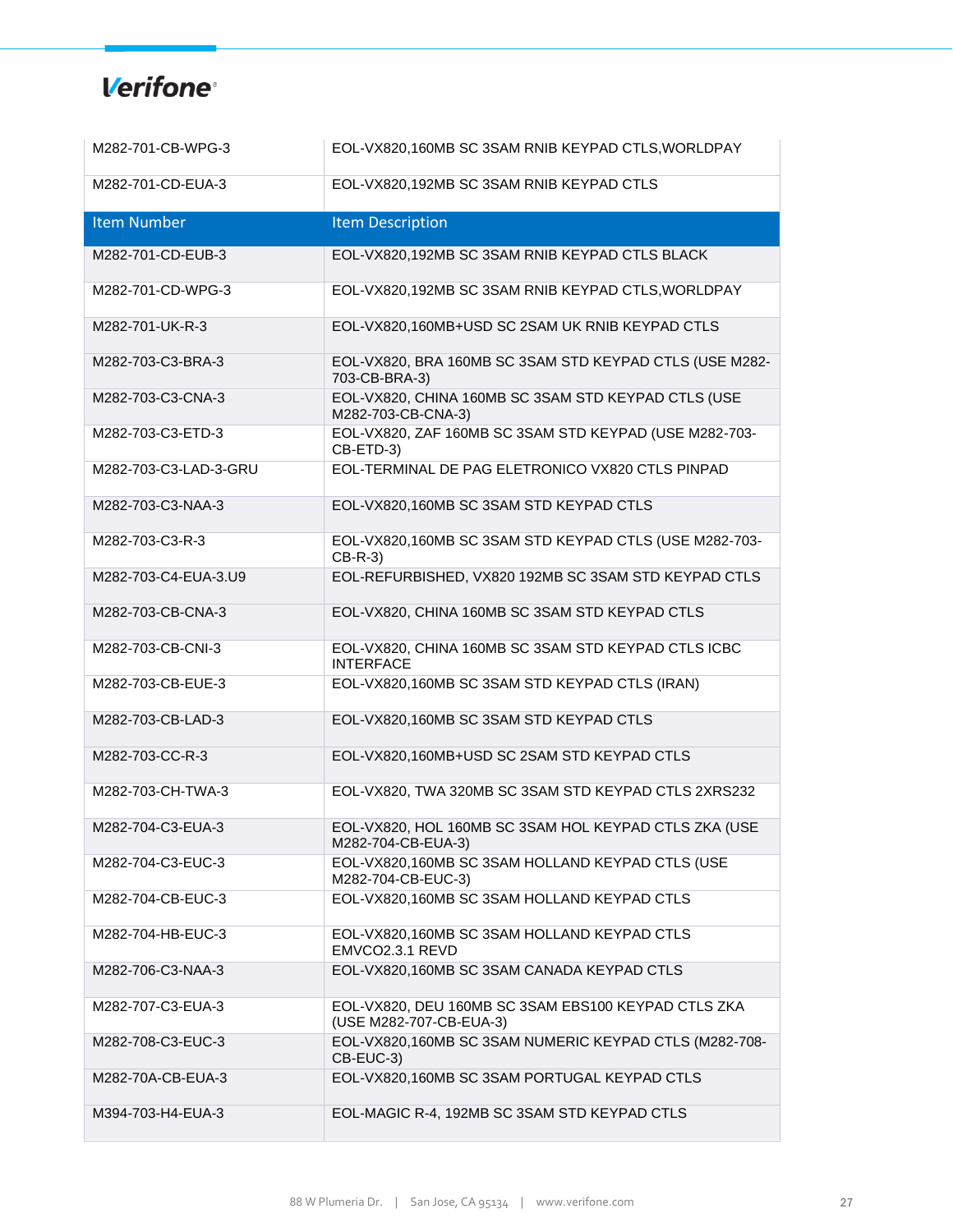| Item Number | Item Description |
| --- | --- |
| M282-701-CB-WPG-3 | EOL-VX820,160MB SC 3SAM RNIB KEYPAD CTLS,WORLDPAY |
| M282-701-CD-EUA-3 | EOL-VX820,192MB SC 3SAM RNIB KEYPAD CTLS |
| M282-701-CD-EUB-3 | EOL-VX820,192MB SC 3SAM RNIB KEYPAD CTLS BLACK |
| M282-701-CD-WPG-3 | EOL-VX820,192MB SC 3SAM RNIB KEYPAD CTLS,WORLDPAY |
| M282-701-UK-R-3 | EOL-VX820,160MB+USD SC 2SAM UK RNIB KEYPAD CTLS |
| M282-703-C3-BRA-3 | EOL-VX820, BRA 160MB SC 3SAM STD KEYPAD CTLS (USE M282-703-CB-BRA-3) |
| M282-703-C3-CNA-3 | EOL-VX820, CHINA 160MB SC 3SAM STD KEYPAD CTLS (USE M282-703-CB-CNA-3) |
| M282-703-C3-ETD-3 | EOL-VX820, ZAF 160MB SC 3SAM STD KEYPAD (USE M282-703-CB-ETD-3) |
| M282-703-C3-LAD-3-GRU | EOL-TERMINAL DE PAG ELETRONICO VX820 CTLS PINPAD |
| M282-703-C3-NAA-3 | EOL-VX820,160MB SC 3SAM STD KEYPAD CTLS |
| M282-703-C3-R-3 | EOL-VX820,160MB SC 3SAM STD KEYPAD CTLS (USE M282-703-CB-R-3) |
| M282-703-C4-EUA-3.U9 | EOL-REFURBISHED, VX820 192MB SC 3SAM STD KEYPAD CTLS |
| M282-703-CB-CNA-3 | EOL-VX820, CHINA 160MB SC 3SAM STD KEYPAD CTLS |
| M282-703-CB-CNI-3 | EOL-VX820, CHINA 160MB SC 3SAM STD KEYPAD CTLS ICBC INTERFACE |
| M282-703-CB-EUE-3 | EOL-VX820,160MB SC 3SAM STD KEYPAD CTLS (IRAN) |
| M282-703-CB-LAD-3 | EOL-VX820,160MB SC 3SAM STD KEYPAD CTLS |
| M282-703-CC-R-3 | EOL-VX820,160MB+USD SC 2SAM STD KEYPAD CTLS |
| M282-703-CH-TWA-3 | EOL-VX820, TWA 320MB SC 3SAM STD KEYPAD CTLS 2XRS232 |
| M282-704-C3-EUA-3 | EOL-VX820, HOL 160MB SC 3SAM HOL KEYPAD CTLS ZKA (USE M282-704-CB-EUA-3) |
| M282-704-C3-EUC-3 | EOL-VX820,160MB SC 3SAM HOLLAND KEYPAD CTLS (USE M282-704-CB-EUC-3) |
| M282-704-CB-EUC-3 | EOL-VX820,160MB SC 3SAM HOLLAND KEYPAD CTLS |
| M282-704-HB-EUC-3 | EOL-VX820,160MB SC 3SAM HOLLAND KEYPAD CTLS EMVCO2.3.1 REVD |
| M282-706-C3-NAA-3 | EOL-VX820,160MB SC 3SAM CANADA KEYPAD CTLS |
| M282-707-C3-EUA-3 | EOL-VX820, DEU 160MB SC 3SAM EBS100 KEYPAD CTLS ZKA (USE M282-707-CB-EUA-3) |
| M282-708-C3-EUC-3 | EOL-VX820,160MB SC 3SAM NUMERIC KEYPAD CTLS (M282-708-CB-EUC-3) |
| M282-70A-CB-EUA-3 | EOL-VX820,160MB SC 3SAM PORTUGAL KEYPAD CTLS |
| M394-703-H4-EUA-3 | EOL-MAGIC R-4, 192MB SC 3SAM STD KEYPAD CTLS |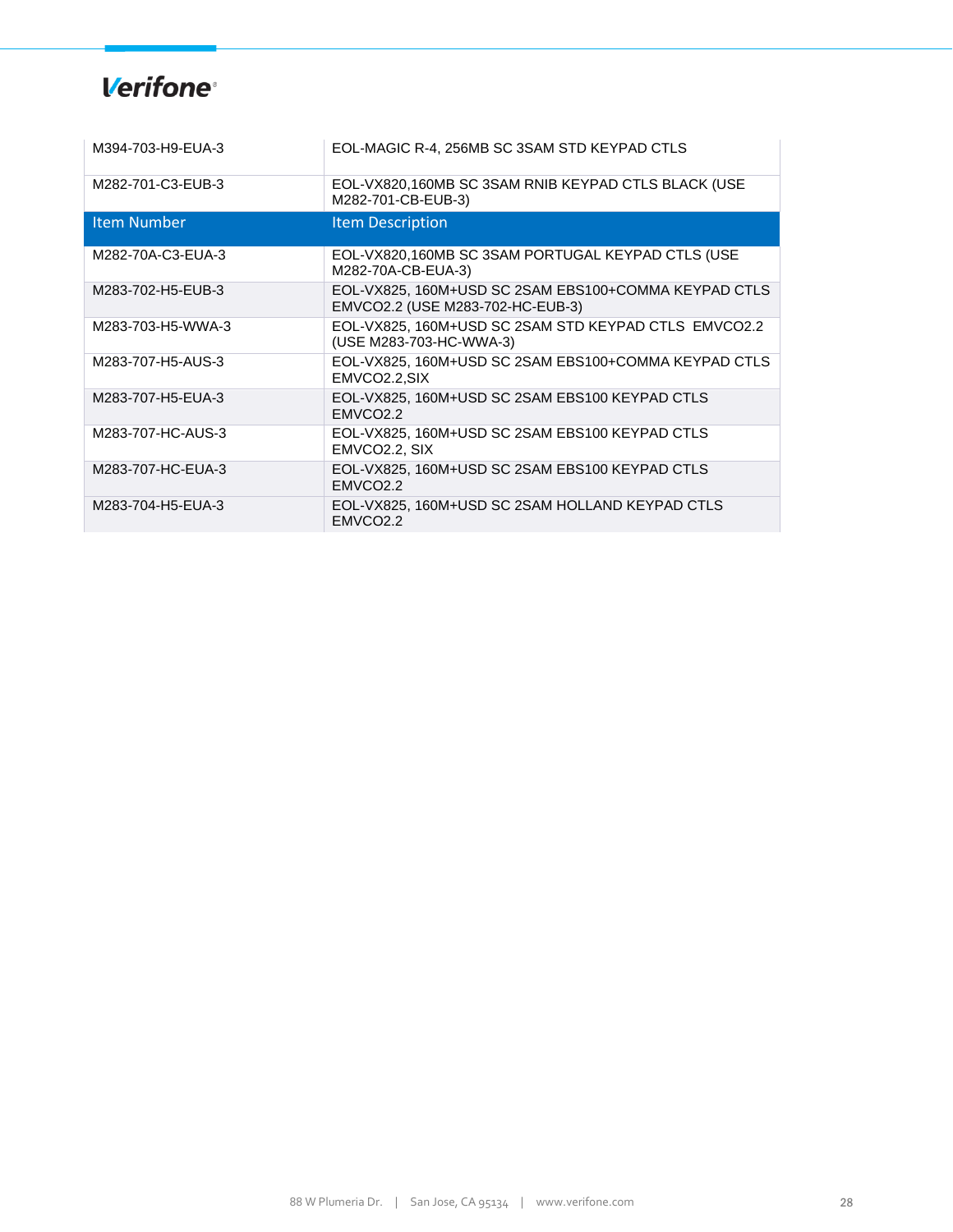| Item Number | Item Description |
| --- | --- |
| M394-703-H9-EUA-3 | EOL-MAGIC R-4, 256MB SC 3SAM STD KEYPAD CTLS |
| M282-701-C3-EUB-3 | EOL-VX820,160MB SC 3SAM RNIB KEYPAD CTLS BLACK (USE M282-701-CB-EUB-3) |
| M282-70A-C3-EUA-3 | EOL-VX820,160MB SC 3SAM PORTUGAL KEYPAD CTLS (USE M282-70A-CB-EUA-3) |
| M283-702-H5-EUB-3 | EOL-VX825, 160M+USD SC 2SAM EBS100+COMMA KEYPAD CTLS EMVCO2.2 (USE M283-702-HC-EUB-3) |
| M283-703-H5-WWA-3 | EOL-VX825, 160M+USD SC 2SAM STD KEYPAD CTLS EMVCO2.2 (USE M283-703-HC-WWA-3) |
| M283-707-H5-AUS-3 | EOL-VX825, 160M+USD SC 2SAM EBS100+COMMA KEYPAD CTLS EMVCO2.2,SIX |
| M283-707-H5-EUA-3 | EOL-VX825, 160M+USD SC 2SAM EBS100 KEYPAD CTLS EMVCO2.2 |
| M283-707-HC-AUS-3 | EOL-VX825, 160M+USD SC 2SAM EBS100 KEYPAD CTLS EMVCO2.2, SIX |
| M283-707-HC-EUA-3 | EOL-VX825, 160M+USD SC 2SAM EBS100 KEYPAD CTLS EMVCO2.2 |
| M283-704-H5-EUA-3 | EOL-VX825, 160M+USD SC 2SAM HOLLAND KEYPAD CTLS EMVCO2.2 |